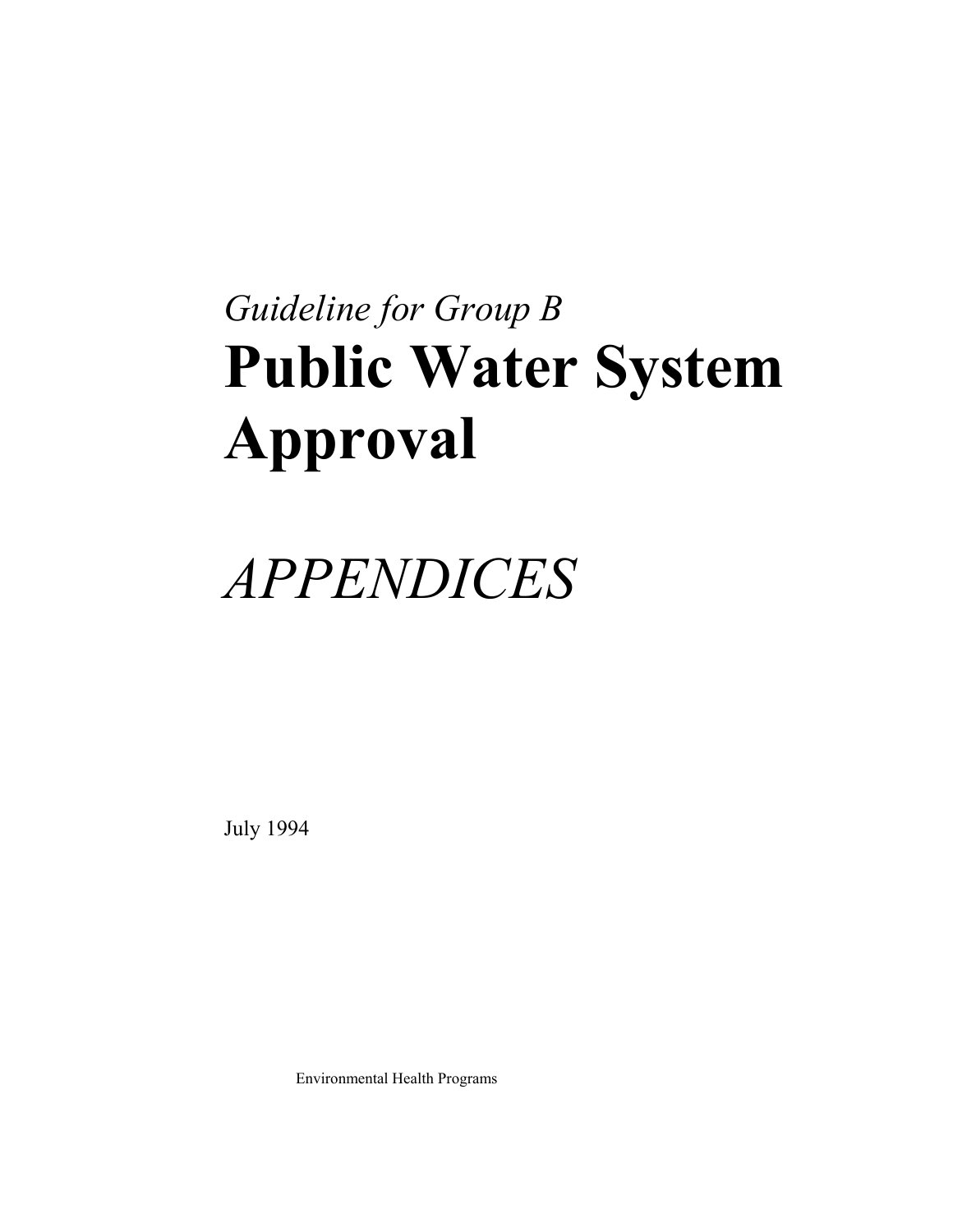*Guideline for Group B*

# Public Water System Approval

# *APPENDICES*

July 1994

Environmental Health Programs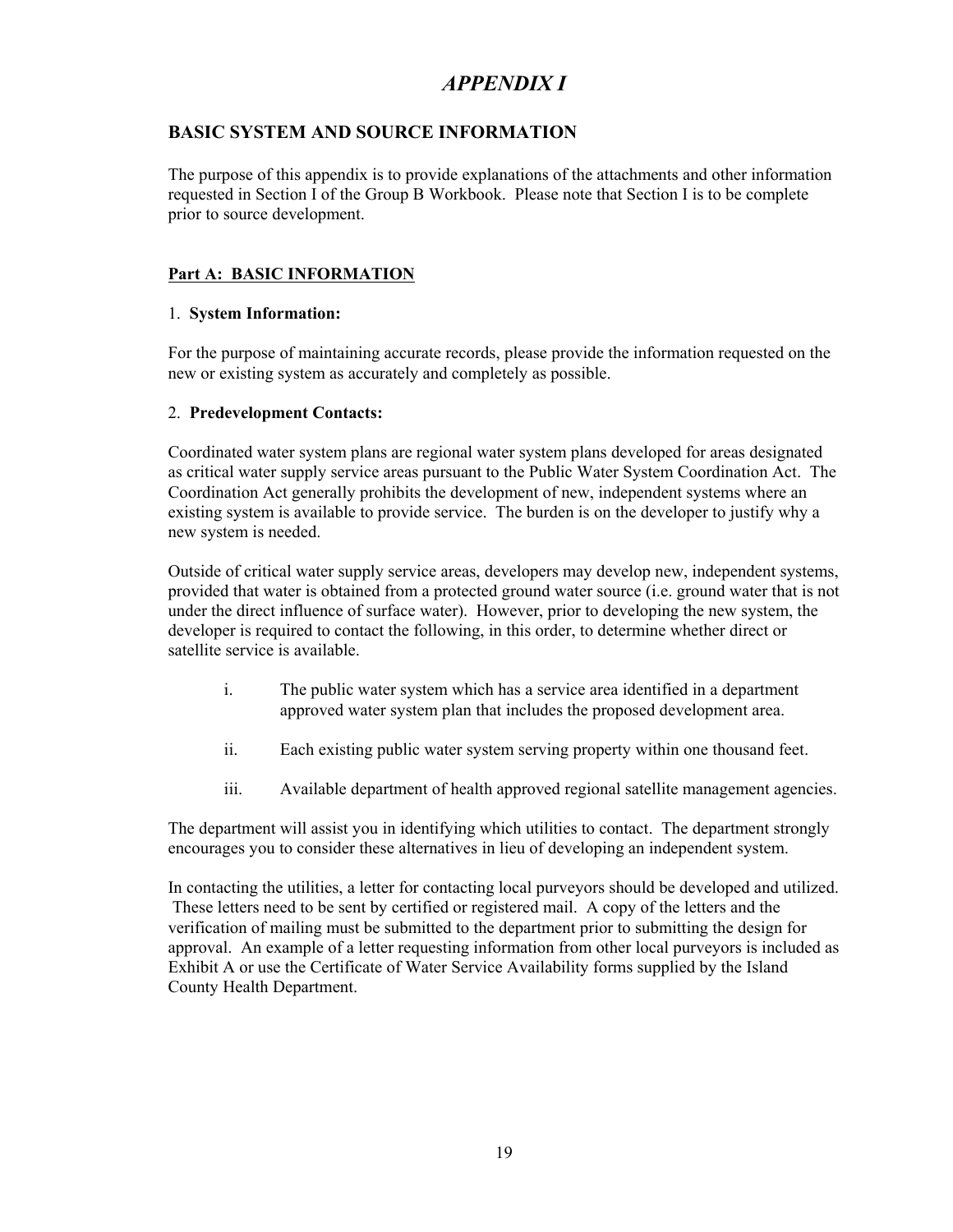# *APPENDIX I*

## BASIC SYSTEM AND SOURCE INFORMATION

The purpose of this appendix is to provide explanations of the attachments and other information requested in Section I of the Group B Workbook. Please note that Section I is to be complete prior to source development.

### Part A: BASIC INFORMATION

1. **System Information:**

For the purpose of maintaining accurate records, please provide the information requested on the new or existing system as accurately and completely as possible.

2. **Predevelopment Contacts:**

Coordinated water system plans are regional water system plans developed for areas designated as critical water supply service areas pursuant to the Public Water System Coordination Act. The Coordination Act generally prohibits the development of new, independent systems where an existing system is available to provide service. The burden is on the developer to justify why a new system is needed.

Outside of critical water supply service areas, developers may develop new, independent systems, provided that water is obtained from a protected ground water source (i.e. ground water that is not under the direct influence of surface water). However, prior to developing the new system, the developer is required to contact the following, in this order, to determine whether direct or satellite service is available.

i. The public water system which has a service area identified in a department approved water system plan that includes the proposed development area.

ii. Each existing public water system serving property within one thousand feet.

iii. Available department of health approved regional satellite management agencies.

The department will assist you in identifying which utilities to contact. The department strongly encourages you to consider these alternatives in lieu of developing an independent system.

In contacting the utilities, a letter for contacting local purveyors should be developed and utilized. These letters need to be sent by certified or registered mail. A copy of the letters and the verification of mailing must be submitted to the department prior to submitting the design for approval. An example of a letter requesting information from other local purveyors is included as Exhibit A or use the Certificate of Water Service Availability forms supplied by the Island County Health Department.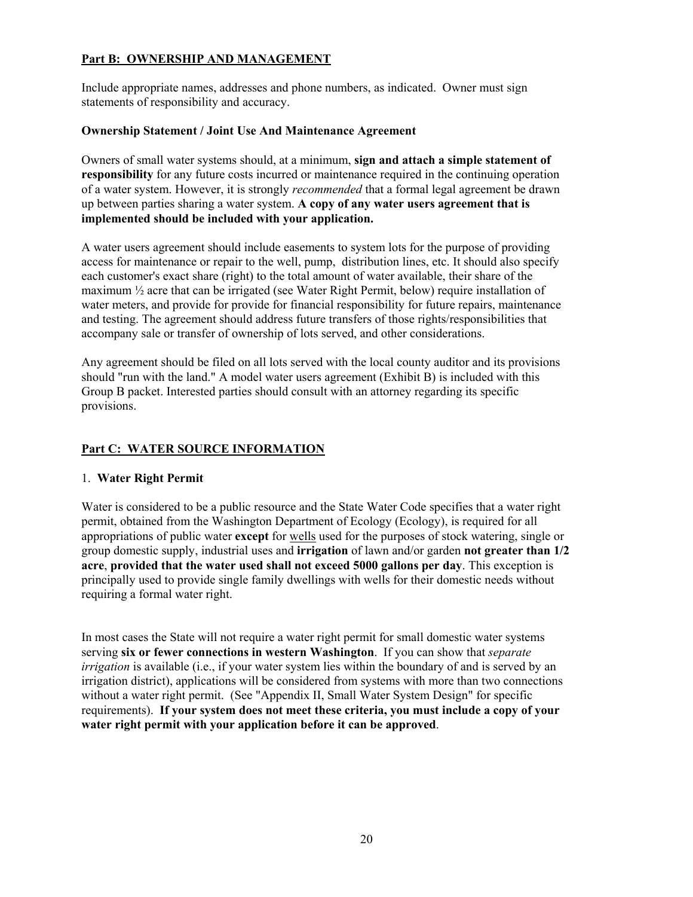## Part B:  OWNERSHIP AND MANAGEMENT

Include appropriate names, addresses and phone numbers, as indicated.  Owner must sign statements of responsibility and accuracy.

### Ownership Statement / Joint Use And Maintenance Agreement

Owners of small water systems should, at a minimum, **sign and attach a simple statement of responsibility** for any future costs incurred or maintenance required in the continuing operation of a water system. However, it is strongly *recommended* that a formal legal agreement be drawn up between parties sharing a water system. **A copy of any water users agreement that is implemented should be included with your application.**

A water users agreement should include easements to system lots for the purpose of providing access for maintenance or repair to the well, pump,  distribution lines, etc. It should also specify each customer's exact share (right) to the total amount of water available, their share of the maximum ½ acre that can be irrigated (see Water Right Permit, below) require installation of water meters, and provide for provide for financial responsibility for future repairs, maintenance and testing. The agreement should address future transfers of those rights/responsibilities that accompany sale or transfer of ownership of lots served, and other considerations.

Any agreement should be filed on all lots served with the local county auditor and its provisions should "run with the land." A model water users agreement (Exhibit B) is included with this Group B packet. Interested parties should consult with an attorney regarding its specific provisions.

## Part C:  WATER SOURCE INFORMATION

### 1.  Water Right Permit

Water is considered to be a public resource and the State Water Code specifies that a water right permit, obtained from the Washington Department of Ecology (Ecology), is required for all appropriations of public water **except** for <u>wells</u> used for the purposes of stock watering, single or group domestic supply, industrial uses and **irrigation** of lawn and/or garden **not greater than 1/2 acre**, **provided that the water used shall not exceed 5000 gallons per day**. This exception is principally used to provide single family dwellings with wells for their domestic needs without requiring a formal water right.

In most cases the State will not require a water right permit for small domestic water systems serving **six or fewer connections in western Washington**.  If you can show that *separate irrigation* is available (i.e., if your water system lies within the boundary of and is served by an irrigation district), applications will be considered from systems with more than two connections without a water right permit.  (See "Appendix II, Small Water System Design" for specific requirements).  **If your system does not meet these criteria, you must include a copy of your water right permit with your application before it can be approved**.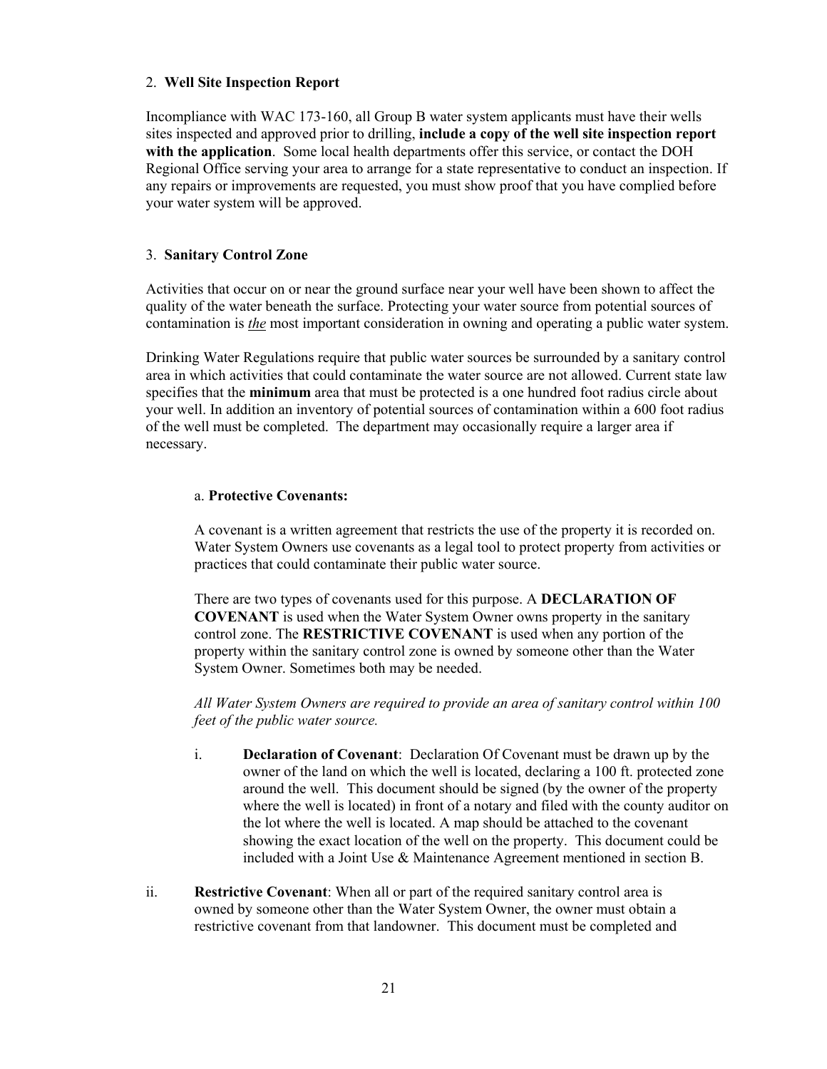2. **Well Site Inspection Report**

Incompliance with WAC 173-160, all Group B water system applicants must have their wells sites inspected and approved prior to drilling, **include a copy of the well site inspection report with the application**. Some local health departments offer this service, or contact the DOH Regional Office serving your area to arrange for a state representative to conduct an inspection. If any repairs or improvements are requested, you must show proof that you have complied before your water system will be approved.

3. **Sanitary Control Zone**

Activities that occur on or near the ground surface near your well have been shown to affect the quality of the water beneath the surface. Protecting your water source from potential sources of contamination is ***the*** most important consideration in owning and operating a public water system.

Drinking Water Regulations require that public water sources be surrounded by a sanitary control area in which activities that could contaminate the water source are not allowed. Current state law specifies that the **minimum** area that must be protected is a one hundred foot radius circle about your well. In addition an inventory of potential sources of contamination within a 600 foot radius of the well must be completed. The department may occasionally require a larger area if necessary.

a. **Protective Covenants:**

A covenant is a written agreement that restricts the use of the property it is recorded on. Water System Owners use covenants as a legal tool to protect property from activities or practices that could contaminate their public water source.

There are two types of covenants used for this purpose. A **DECLARATION OF COVENANT** is used when the Water System Owner owns property in the sanitary control zone. The **RESTRICTIVE COVENANT** is used when any portion of the property within the sanitary control zone is owned by someone other than the Water System Owner. Sometimes both may be needed.

*All Water System Owners are required to provide an area of sanitary control within 100 feet of the public water source.*

i. **Declaration of Covenant**: Declaration Of Covenant must be drawn up by the owner of the land on which the well is located, declaring a 100 ft. protected zone around the well. This document should be signed (by the owner of the property where the well is located) in front of a notary and filed with the county auditor on the lot where the well is located. A map should be attached to the covenant showing the exact location of the well on the property. This document could be included with a Joint Use & Maintenance Agreement mentioned in section B.

ii. **Restrictive Covenant**: When all or part of the required sanitary control area is owned by someone other than the Water System Owner, the owner must obtain a restrictive covenant from that landowner. This document must be completed and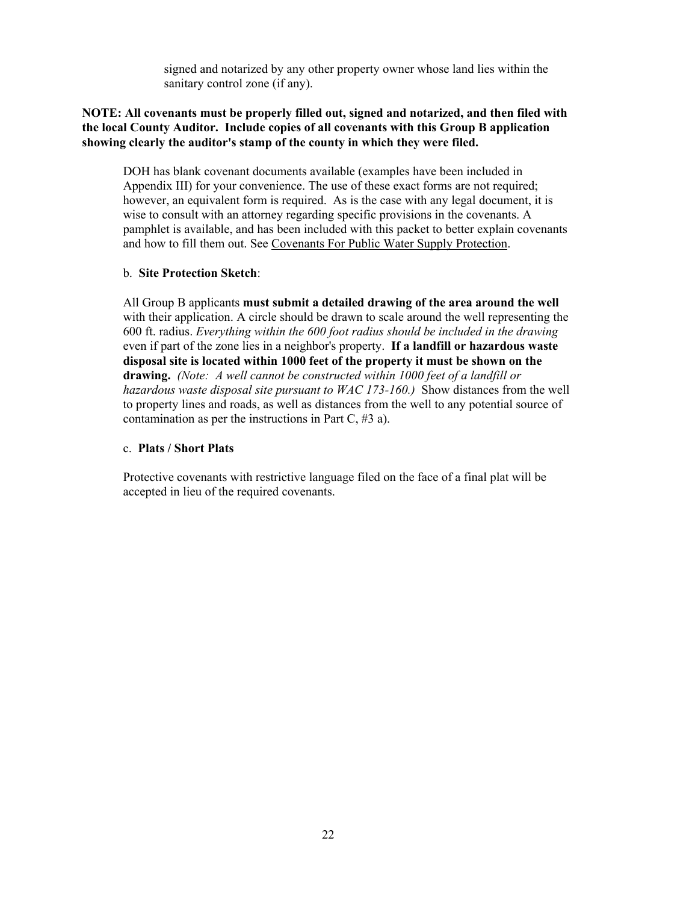signed and notarized by any other property owner whose land lies within the sanitary control zone (if any).

**NOTE: All covenants must be properly filled out, signed and notarized, and then filed with the local County Auditor. Include copies of all covenants with this Group B application showing clearly the auditor's stamp of the county in which they were filed.**

DOH has blank covenant documents available (examples have been included in Appendix III) for your convenience. The use of these exact forms are not required; however, an equivalent form is required. As is the case with any legal document, it is wise to consult with an attorney regarding specific provisions in the covenants. A pamphlet is available, and has been included with this packet to better explain covenants and how to fill them out. See <u>Covenants For Public Water Supply Protection</u>.

b. **Site Protection Sketch**:

All Group B applicants **must submit a detailed drawing of the area around the well** with their application. A circle should be drawn to scale around the well representing the 600 ft. radius. *Everything within the 600 foot radius should be included in the drawing* even if part of the zone lies in a neighbor's property. **If a landfill or hazardous waste disposal site is located within 1000 feet of the property it must be shown on the drawing.** *(Note: A well cannot be constructed within 1000 feet of a landfill or hazardous waste disposal site pursuant to WAC 173-160.)* Show distances from the well to property lines and roads, as well as distances from the well to any potential source of contamination as per the instructions in Part C, #3 a).

c. **Plats / Short Plats**

Protective covenants with restrictive language filed on the face of a final plat will be accepted in lieu of the required covenants.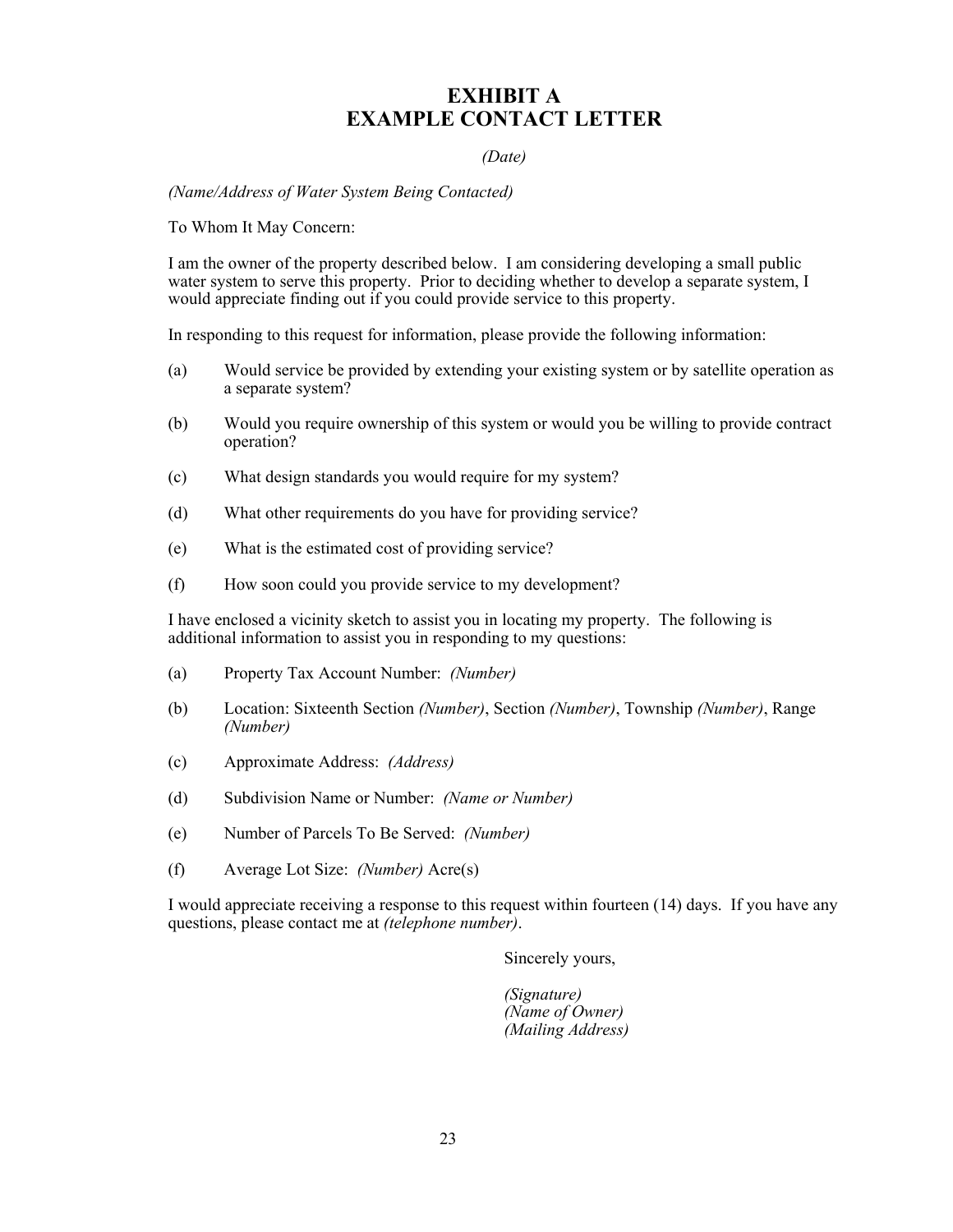# EXHIBIT A
# EXAMPLE CONTACT LETTER

*(Date)*

*(Name/Address of Water System Being Contacted)*

To Whom It May Concern:

I am the owner of the property described below. I am considering developing a small public water system to serve this property. Prior to deciding whether to develop a separate system, I would appreciate finding out if you could provide service to this property.

In responding to this request for information, please provide the following information:

(a) Would service be provided by extending your existing system or by satellite operation as a separate system?

(b) Would you require ownership of this system or would you be willing to provide contract operation?

(c) What design standards you would require for my system?

(d) What other requirements do you have for providing service?

(e) What is the estimated cost of providing service?

(f) How soon could you provide service to my development?

I have enclosed a vicinity sketch to assist you in locating my property. The following is additional information to assist you in responding to my questions:

(a) Property Tax Account Number: *(Number)*

(b) Location: Sixteenth Section *(Number)*, Section *(Number)*, Township *(Number)*, Range *(Number)*

(c) Approximate Address: *(Address)*

(d) Subdivision Name or Number: *(Name or Number)*

(e) Number of Parcels To Be Served: *(Number)*

(f) Average Lot Size: *(Number)* Acre(s)

I would appreciate receiving a response to this request within fourteen (14) days. If you have any questions, please contact me at *(telephone number)*.

Sincerely yours,

*(Signature)*
*(Name of Owner)*
*(Mailing Address)*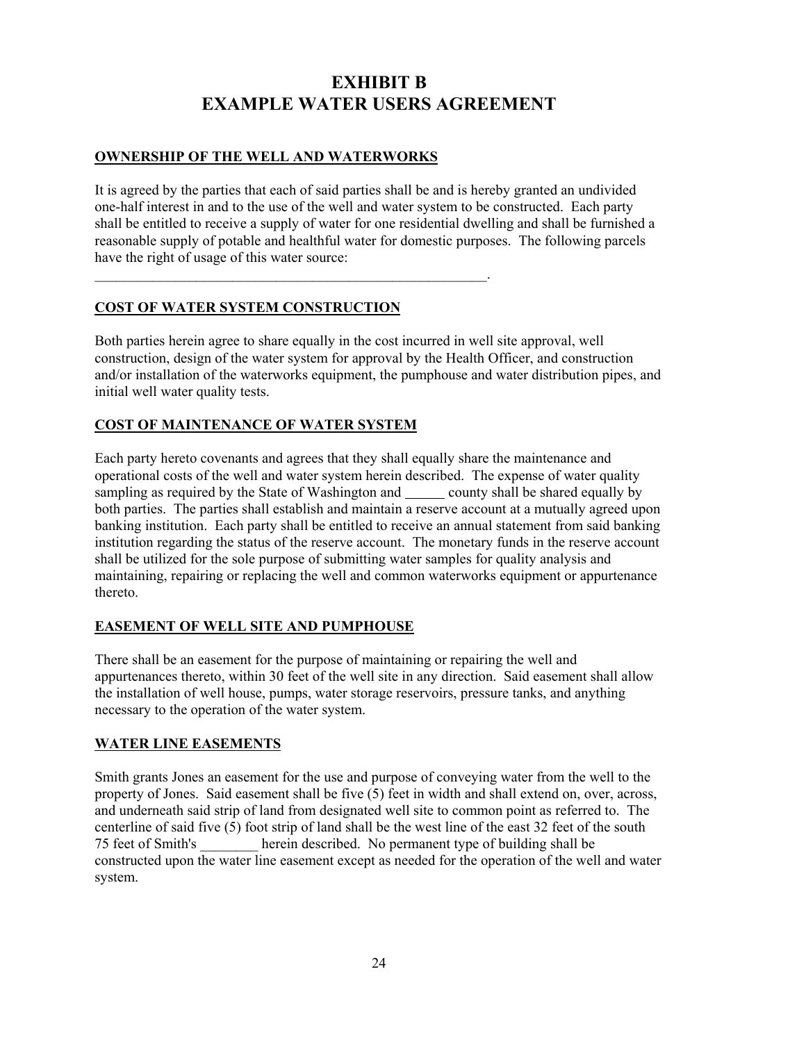# EXHIBIT B
# EXAMPLE WATER USERS AGREEMENT

**OWNERSHIP OF THE WELL AND WATERWORKS**

It is agreed by the parties that each of said parties shall be and is hereby granted an undivided one-half interest in and to the use of the well and water system to be constructed. Each party shall be entitled to receive a supply of water for one residential dwelling and shall be furnished a reasonable supply of potable and healthful water for domestic purposes. The following parcels have the right of usage of this water source:
___________________________________________________________.

**COST OF WATER SYSTEM CONSTRUCTION**

Both parties herein agree to share equally in the cost incurred in well site approval, well construction, design of the water system for approval by the Health Officer, and construction and/or installation of the waterworks equipment, the pumphouse and water distribution pipes, and initial well water quality tests.

**COST OF MAINTENANCE OF WATER SYSTEM**

Each party hereto covenants and agrees that they shall equally share the maintenance and operational costs of the well and water system herein described. The expense of water quality sampling as required by the State of Washington and ______ county shall be shared equally by both parties. The parties shall establish and maintain a reserve account at a mutually agreed upon banking institution. Each party shall be entitled to receive an annual statement from said banking institution regarding the status of the reserve account. The monetary funds in the reserve account shall be utilized for the sole purpose of submitting water samples for quality analysis and maintaining, repairing or replacing the well and common waterworks equipment or appurtenance thereto.

**EASEMENT OF WELL SITE AND PUMPHOUSE**

There shall be an easement for the purpose of maintaining or repairing the well and appurtenances thereto, within 30 feet of the well site in any direction. Said easement shall allow the installation of well house, pumps, water storage reservoirs, pressure tanks, and anything necessary to the operation of the water system.

**WATER LINE EASEMENTS**

Smith grants Jones an easement for the use and purpose of conveying water from the well to the property of Jones. Said easement shall be five (5) feet in width and shall extend on, over, across, and underneath said strip of land from designated well site to common point as referred to. The centerline of said five (5) foot strip of land shall be the west line of the east 32 feet of the south 75 feet of Smith's ________ herein described. No permanent type of building shall be constructed upon the water line easement except as needed for the operation of the well and water system.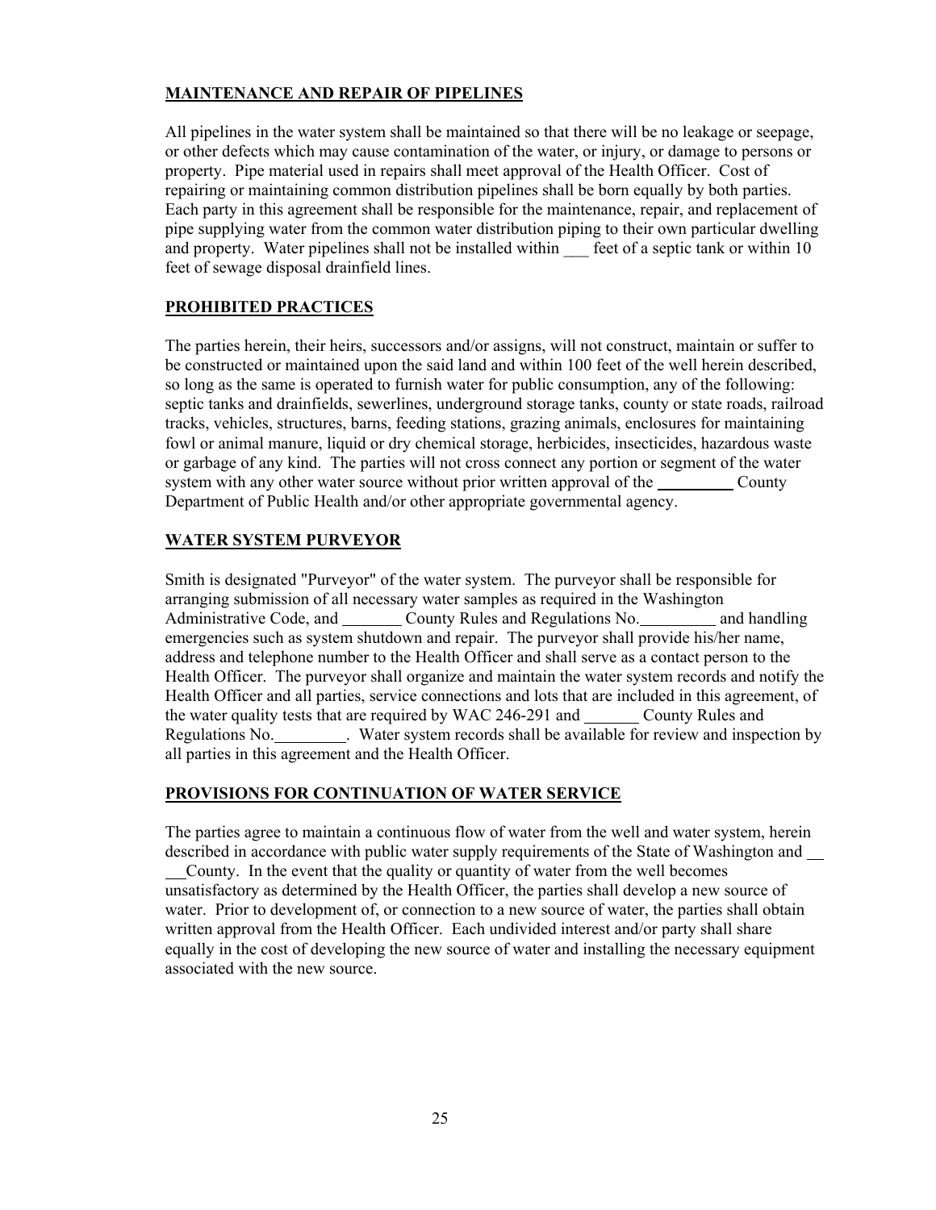**MAINTENANCE AND REPAIR OF PIPELINES**

All pipelines in the water system shall be maintained so that there will be no leakage or seepage, or other defects which may cause contamination of the water, or injury, or damage to persons or property. Pipe material used in repairs shall meet approval of the Health Officer. Cost of repairing or maintaining common distribution pipelines shall be born equally by both parties. Each party in this agreement shall be responsible for the maintenance, repair, and replacement of pipe supplying water from the common water distribution piping to their own particular dwelling and property. Water pipelines shall not be installed within ___ feet of a septic tank or within 10 feet of sewage disposal drainfield lines.

**PROHIBITED PRACTICES**

The parties herein, their heirs, successors and/or assigns, will not construct, maintain or suffer to be constructed or maintained upon the said land and within 100 feet of the well herein described, so long as the same is operated to furnish water for public consumption, any of the following: septic tanks and drainfields, sewerlines, underground storage tanks, county or state roads, railroad tracks, vehicles, structures, barns, feeding stations, grazing animals, enclosures for maintaining fowl or animal manure, liquid or dry chemical storage, herbicides, insecticides, hazardous waste or garbage of any kind. The parties will not cross connect any portion or segment of the water system with any other water source without prior written approval of the _________ County Department of Public Health and/or other appropriate governmental agency.

**WATER SYSTEM PURVEYOR**

Smith is designated "Purveyor" of the water system. The purveyor shall be responsible for arranging submission of all necessary water samples as required in the Washington Administrative Code, and _______ County Rules and Regulations No._________ and handling emergencies such as system shutdown and repair. The purveyor shall provide his/her name, address and telephone number to the Health Officer and shall serve as a contact person to the Health Officer. The purveyor shall organize and maintain the water system records and notify the Health Officer and all parties, service connections and lots that are included in this agreement, of the water quality tests that are required by WAC 246-291 and _______ County Rules and Regulations No._________. Water system records shall be available for review and inspection by all parties in this agreement and the Health Officer.

**PROVISIONS FOR CONTINUATION OF WATER SERVICE**

The parties agree to maintain a continuous flow of water from the well and water system, herein described in accordance with public water supply requirements of the State of Washington and ____County. In the event that the quality or quantity of water from the well becomes unsatisfactory as determined by the Health Officer, the parties shall develop a new source of water. Prior to development of, or connection to a new source of water, the parties shall obtain written approval from the Health Officer. Each undivided interest and/or party shall share equally in the cost of developing the new source of water and installing the necessary equipment associated with the new source.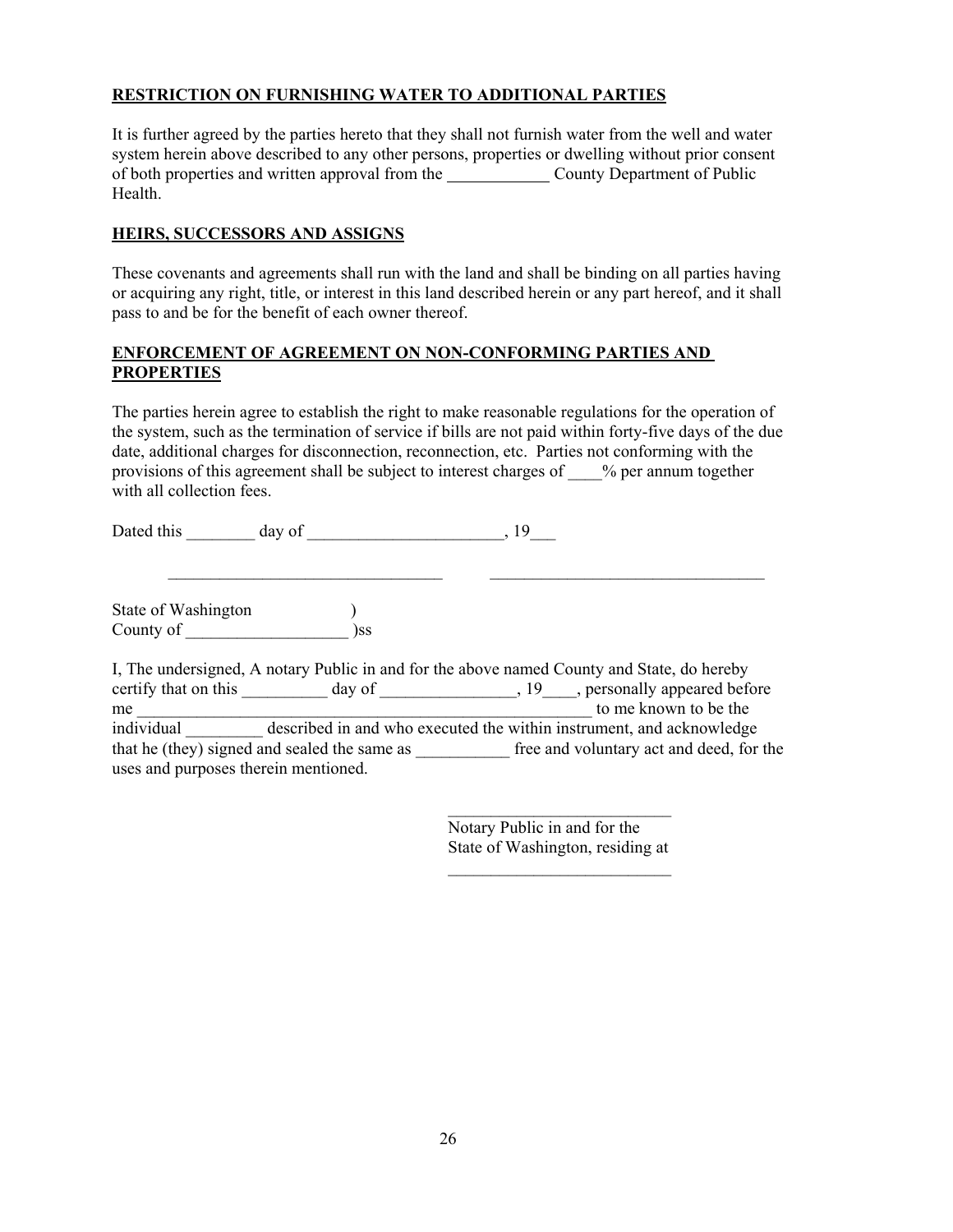**RESTRICTION ON FURNISHING WATER TO ADDITIONAL PARTIES**

It is further agreed by the parties hereto that they shall not furnish water from the well and water system herein above described to any other persons, properties or dwelling without prior consent of both properties and written approval from the ____________ County Department of Public Health.

**HEIRS, SUCCESSORS AND ASSIGNS**

These covenants and agreements shall run with the land and shall be binding on all parties having or acquiring any right, title, or interest in this land described herein or any part hereof, and it shall pass to and be for the benefit of each owner thereof.

**ENFORCEMENT OF AGREEMENT ON NON-CONFORMING PARTIES AND PROPERTIES**

The parties herein agree to establish the right to make reasonable regulations for the operation of the system, such as the termination of service if bills are not paid within forty-five days of the due date, additional charges for disconnection, reconnection, etc. Parties not conforming with the provisions of this agreement shall be subject to interest charges of ____% per annum together with all collection fees.

Dated this ________ day of _______________________, 19___

________________________________ ________________________________

State of Washington )
County of ___________________ )ss

I, The undersigned, A notary Public in and for the above named County and State, do hereby certify that on this __________ day of ________________, 19____, personally appeared before me ______________________________________________________ to me known to be the individual _________ described in and who executed the within instrument, and acknowledge that he (they) signed and sealed the same as ___________ free and voluntary act and deed, for the uses and purposes therein mentioned.

__________________________
Notary Public in and for the
State of Washington, residing at
__________________________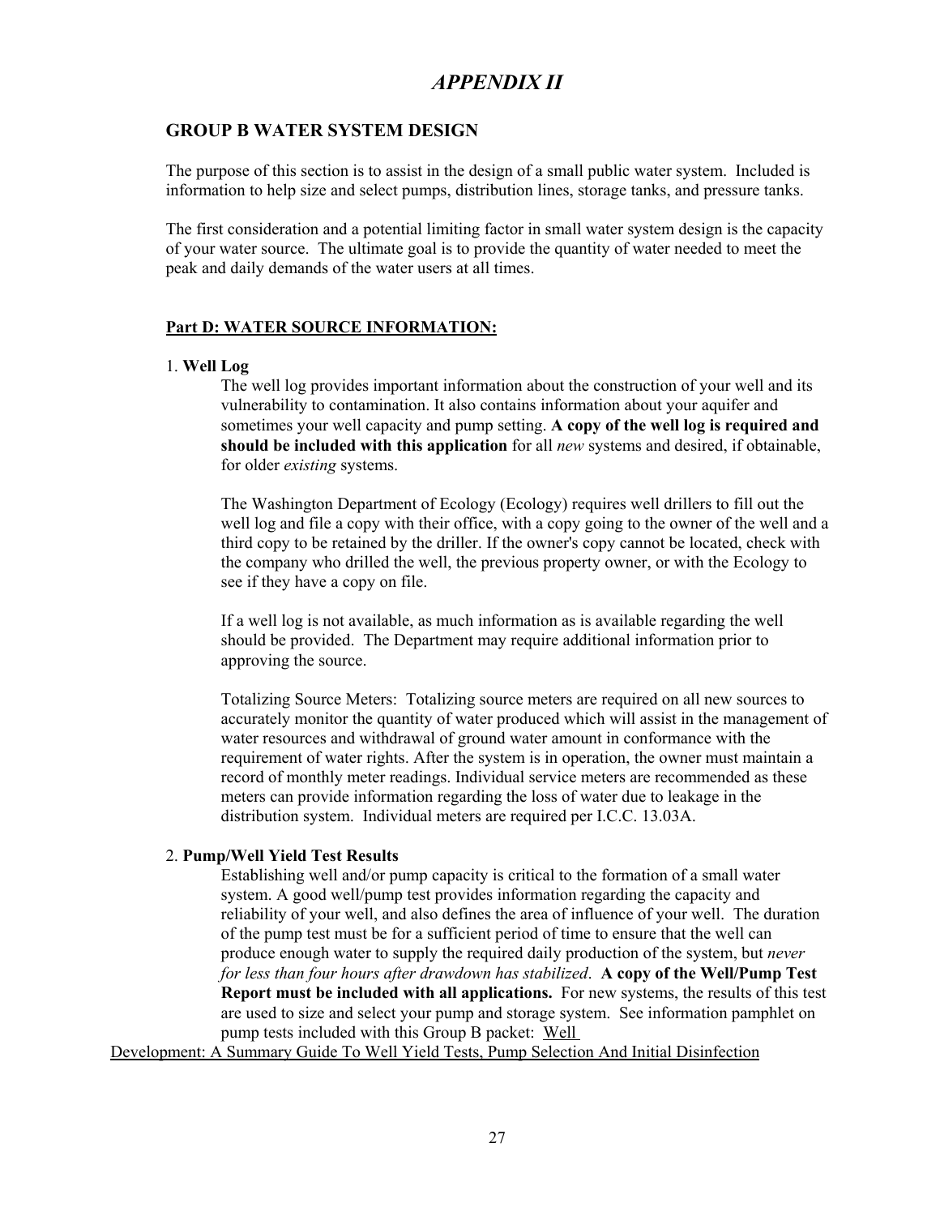# *APPENDIX II*

## GROUP B WATER SYSTEM DESIGN

The purpose of this section is to assist in the design of a small public water system. Included is information to help size and select pumps, distribution lines, storage tanks, and pressure tanks.

The first consideration and a potential limiting factor in small water system design is the capacity of your water source. The ultimate goal is to provide the quantity of water needed to meet the peak and daily demands of the water users at all times.

### Part D: WATER SOURCE INFORMATION:

1. **Well Log**

   The well log provides important information about the construction of your well and its vulnerability to contamination. It also contains information about your aquifer and sometimes your well capacity and pump setting. **A copy of the well log is required and should be included with this application** for all *new* systems and desired, if obtainable, for older *existing* systems.

   The Washington Department of Ecology (Ecology) requires well drillers to fill out the well log and file a copy with their office, with a copy going to the owner of the well and a third copy to be retained by the driller. If the owner's copy cannot be located, check with the company who drilled the well, the previous property owner, or with the Ecology to see if they have a copy on file.

   If a well log is not available, as much information as is available regarding the well should be provided. The Department may require additional information prior to approving the source.

   Totalizing Source Meters: Totalizing source meters are required on all new sources to accurately monitor the quantity of water produced which will assist in the management of water resources and withdrawal of ground water amount in conformance with the requirement of water rights. After the system is in operation, the owner must maintain a record of monthly meter readings. Individual service meters are recommended as these meters can provide information regarding the loss of water due to leakage in the distribution system. Individual meters are required per I.C.C. 13.03A.

2. **Pump/Well Yield Test Results**

   Establishing well and/or pump capacity is critical to the formation of a small water system. A good well/pump test provides information regarding the capacity and reliability of your well, and also defines the area of influence of your well. The duration of the pump test must be for a sufficient period of time to ensure that the well can produce enough water to supply the required daily production of the system, but *never for less than four hours after drawdown has stabilized*. **A copy of the Well/Pump Test Report must be included with all applications.** For new systems, the results of this test are used to size and select your pump and storage system. See information pamphlet on pump tests included with this Group B packet: Well Development: A Summary Guide To Well Yield Tests, Pump Selection And Initial Disinfection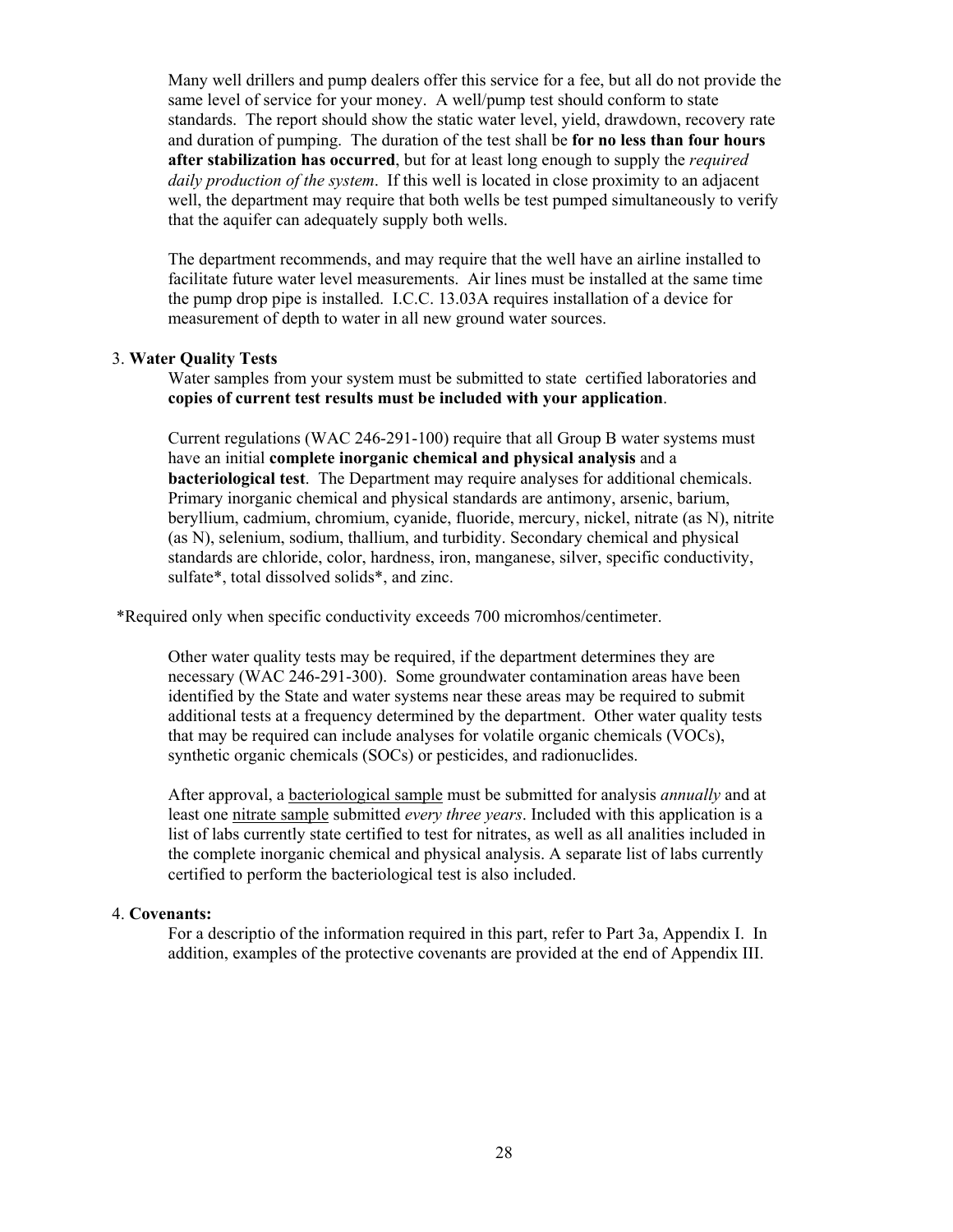Many well drillers and pump dealers offer this service for a fee, but all do not provide the same level of service for your money. A well/pump test should conform to state standards. The report should show the static water level, yield, drawdown, recovery rate and duration of pumping. The duration of the test shall be **for no less than four hours after stabilization has occurred**, but for at least long enough to supply the *required daily production of the system*. If this well is located in close proximity to an adjacent well, the department may require that both wells be test pumped simultaneously to verify that the aquifer can adequately supply both wells.

The department recommends, and may require that the well have an airline installed to facilitate future water level measurements. Air lines must be installed at the same time the pump drop pipe is installed. I.C.C. 13.03A requires installation of a device for measurement of depth to water in all new ground water sources.

3. **Water Quality Tests**

Water samples from your system must be submitted to state certified laboratories and **copies of current test results must be included with your application**.

Current regulations (WAC 246-291-100) require that all Group B water systems must have an initial **complete inorganic chemical and physical analysis** and a **bacteriological test**. The Department may require analyses for additional chemicals. Primary inorganic chemical and physical standards are antimony, arsenic, barium, beryllium, cadmium, chromium, cyanide, fluoride, mercury, nickel, nitrate (as N), nitrite (as N), selenium, sodium, thallium, and turbidity. Secondary chemical and physical standards are chloride, color, hardness, iron, manganese, silver, specific conductivity, sulfate*, total dissolved solids*, and zinc.

*Required only when specific conductivity exceeds 700 micromhos/centimeter.

Other water quality tests may be required, if the department determines they are necessary (WAC 246-291-300). Some groundwater contamination areas have been identified by the State and water systems near these areas may be required to submit additional tests at a frequency determined by the department. Other water quality tests that may be required can include analyses for volatile organic chemicals (VOCs), synthetic organic chemicals (SOCs) or pesticides, and radionuclides.

After approval, a bacteriological sample must be submitted for analysis *annually* and at least one nitrate sample submitted *every three years*. Included with this application is a list of labs currently state certified to test for nitrates, as well as all analities included in the complete inorganic chemical and physical analysis. A separate list of labs currently certified to perform the bacteriological test is also included.

4. **Covenants:**

For a descriptio of the information required in this part, refer to Part 3a, Appendix I. In addition, examples of the protective covenants are provided at the end of Appendix III.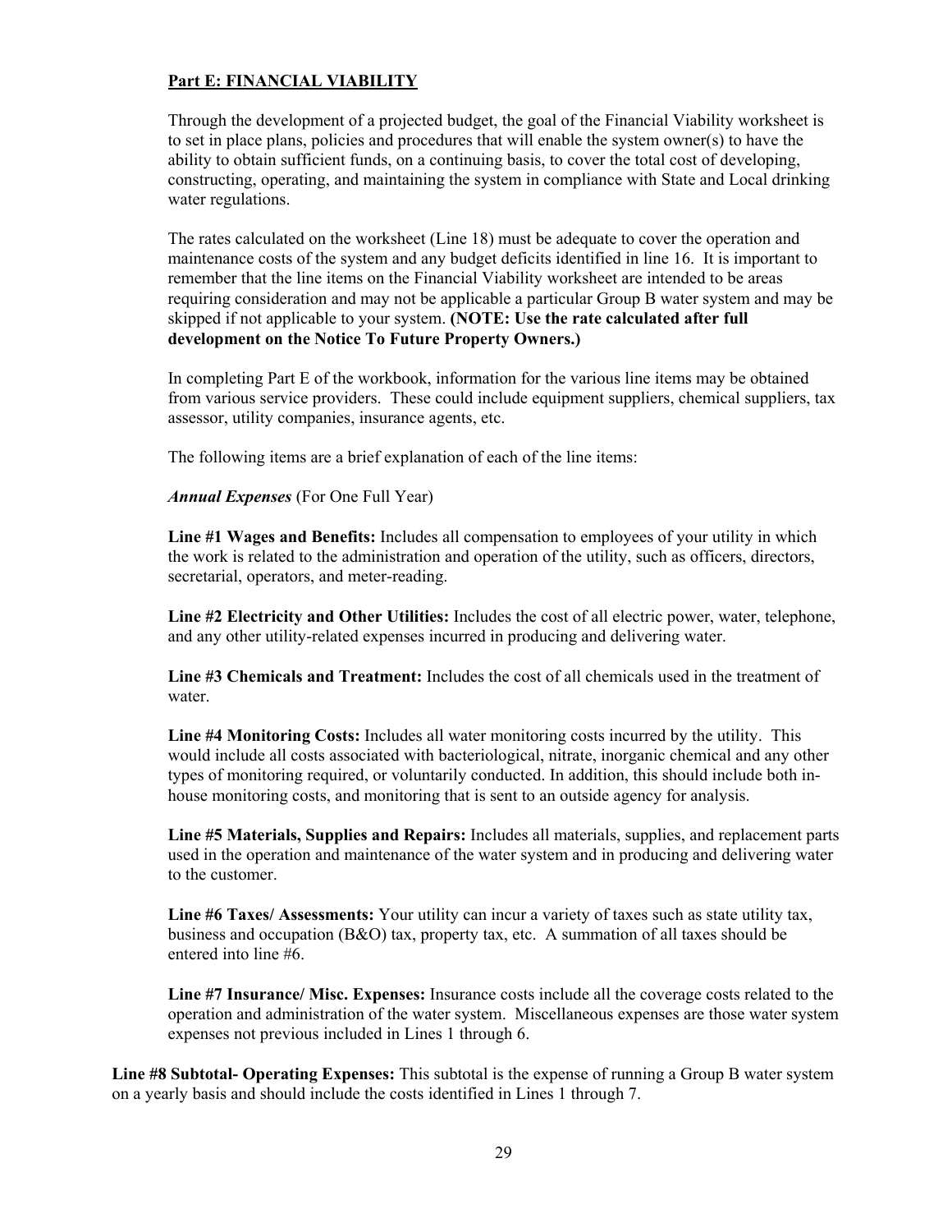**Part E: FINANCIAL VIABILITY**

Through the development of a projected budget, the goal of the Financial Viability worksheet is to set in place plans, policies and procedures that will enable the system owner(s) to have the ability to obtain sufficient funds, on a continuing basis, to cover the total cost of developing, constructing, operating, and maintaining the system in compliance with State and Local drinking water regulations.

The rates calculated on the worksheet (Line 18) must be adequate to cover the operation and maintenance costs of the system and any budget deficits identified in line 16. It is important to remember that the line items on the Financial Viability worksheet are intended to be areas requiring consideration and may not be applicable a particular Group B water system and may be skipped if not applicable to your system. **(NOTE: Use the rate calculated after full development on the Notice To Future Property Owners.)**

In completing Part E of the workbook, information for the various line items may be obtained from various service providers. These could include equipment suppliers, chemical suppliers, tax assessor, utility companies, insurance agents, etc.

The following items are a brief explanation of each of the line items:

***Annual Expenses*** (For One Full Year)

**Line #1 Wages and Benefits:** Includes all compensation to employees of your utility in which the work is related to the administration and operation of the utility, such as officers, directors, secretarial, operators, and meter-reading.

**Line #2 Electricity and Other Utilities:** Includes the cost of all electric power, water, telephone, and any other utility-related expenses incurred in producing and delivering water.

**Line #3 Chemicals and Treatment:** Includes the cost of all chemicals used in the treatment of water.

**Line #4 Monitoring Costs:** Includes all water monitoring costs incurred by the utility. This would include all costs associated with bacteriological, nitrate, inorganic chemical and any other types of monitoring required, or voluntarily conducted. In addition, this should include both in-house monitoring costs, and monitoring that is sent to an outside agency for analysis.

**Line #5 Materials, Supplies and Repairs:** Includes all materials, supplies, and replacement parts used in the operation and maintenance of the water system and in producing and delivering water to the customer.

**Line #6 Taxes/ Assessments:** Your utility can incur a variety of taxes such as state utility tax, business and occupation (B&O) tax, property tax, etc. A summation of all taxes should be entered into line #6.

**Line #7 Insurance/ Misc. Expenses:** Insurance costs include all the coverage costs related to the operation and administration of the water system. Miscellaneous expenses are those water system expenses not previous included in Lines 1 through 6.

**Line #8 Subtotal- Operating Expenses:** This subtotal is the expense of running a Group B water system on a yearly basis and should include the costs identified in Lines 1 through 7.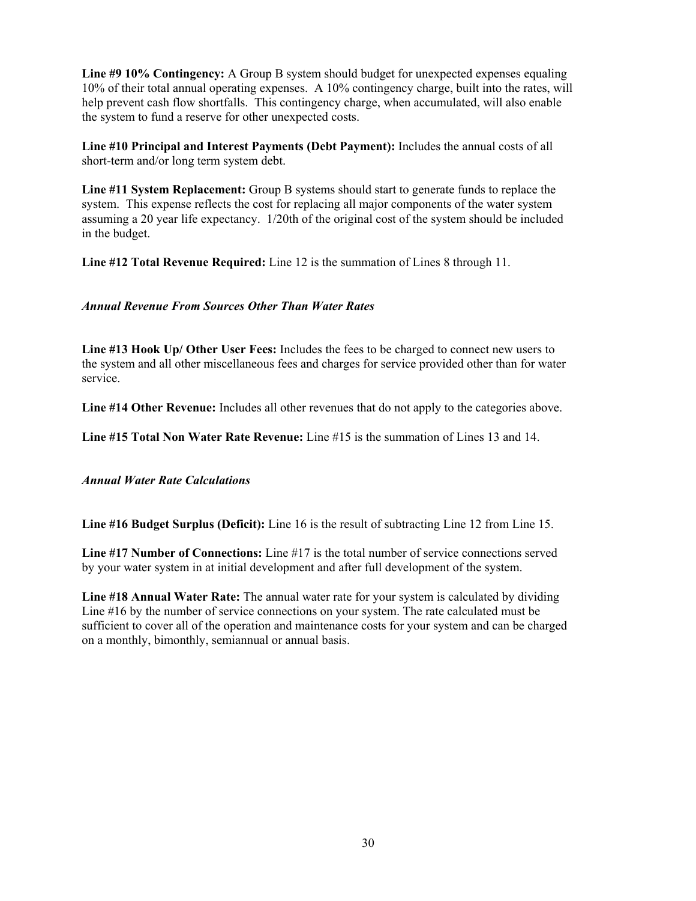**Line #9 10% Contingency:** A Group B system should budget for unexpected expenses equaling 10% of their total annual operating expenses. A 10% contingency charge, built into the rates, will help prevent cash flow shortfalls. This contingency charge, when accumulated, will also enable the system to fund a reserve for other unexpected costs.

**Line #10 Principal and Interest Payments (Debt Payment):** Includes the annual costs of all short-term and/or long term system debt.

**Line #11 System Replacement:** Group B systems should start to generate funds to replace the system. This expense reflects the cost for replacing all major components of the water system assuming a 20 year life expectancy. 1/20th of the original cost of the system should be included in the budget.

**Line #12 Total Revenue Required:** Line 12 is the summation of Lines 8 through 11.

*Annual Revenue From Sources Other Than Water Rates*

**Line #13 Hook Up/ Other User Fees:** Includes the fees to be charged to connect new users to the system and all other miscellaneous fees and charges for service provided other than for water service.

**Line #14 Other Revenue:** Includes all other revenues that do not apply to the categories above.

**Line #15 Total Non Water Rate Revenue:** Line #15 is the summation of Lines 13 and 14.

*Annual Water Rate Calculations*

**Line #16 Budget Surplus (Deficit):** Line 16 is the result of subtracting Line 12 from Line 15.

**Line #17 Number of Connections:** Line #17 is the total number of service connections served by your water system in at initial development and after full development of the system.

**Line #18 Annual Water Rate:** The annual water rate for your system is calculated by dividing Line #16 by the number of service connections on your system. The rate calculated must be sufficient to cover all of the operation and maintenance costs for your system and can be charged on a monthly, bimonthly, semiannual or annual basis.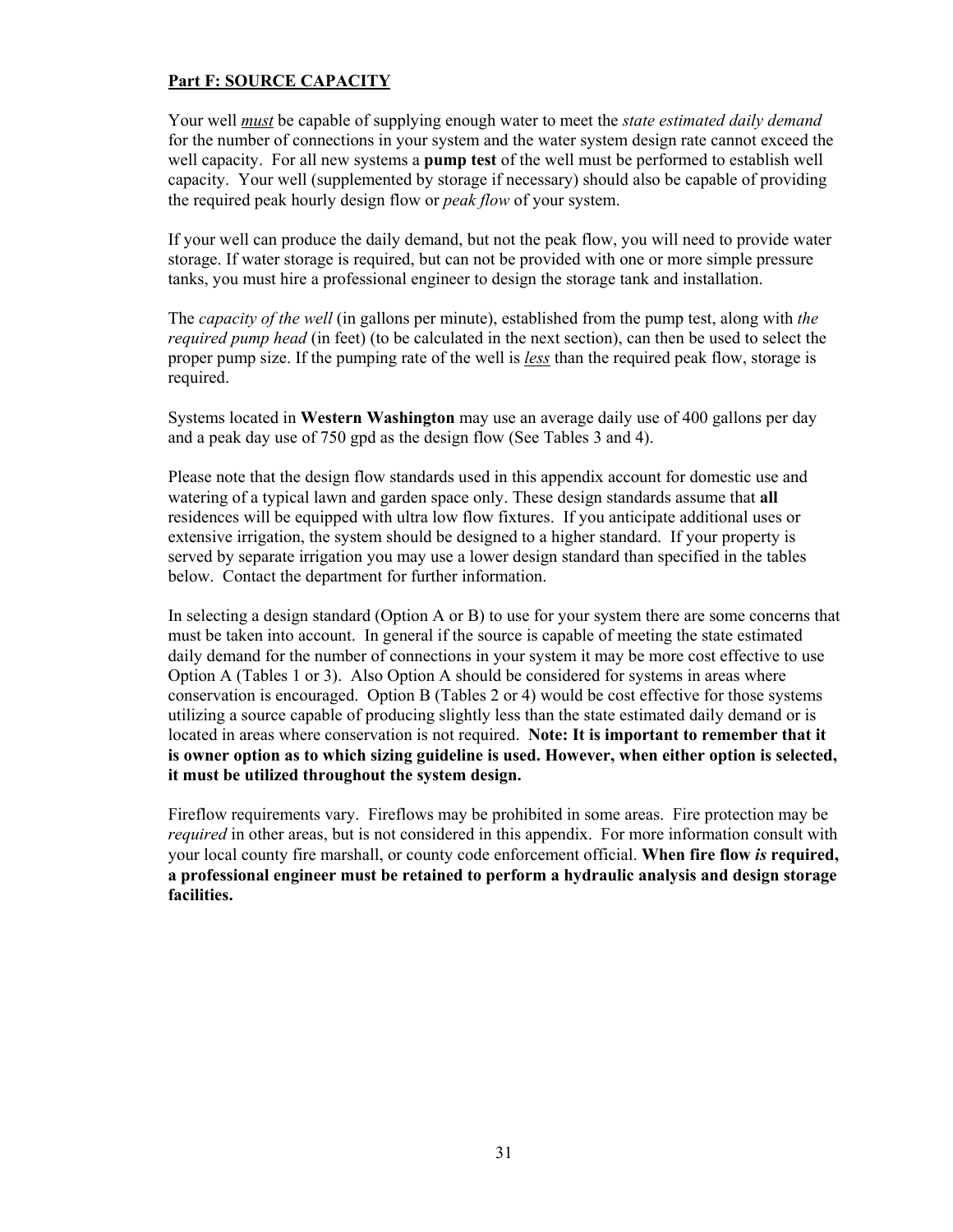## **Part F: SOURCE CAPACITY**

Your well ***must*** be capable of supplying enough water to meet the *state estimated daily demand* for the number of connections in your system and the water system design rate cannot exceed the well capacity. For all new systems a **pump test** of the well must be performed to establish well capacity. Your well (supplemented by storage if necessary) should also be capable of providing the required peak hourly design flow or *peak flow* of your system.

If your well can produce the daily demand, but not the peak flow, you will need to provide water storage. If water storage is required, but can not be provided with one or more simple pressure tanks, you must hire a professional engineer to design the storage tank and installation.

The *capacity of the well* (in gallons per minute), established from the pump test, along with *the required pump head* (in feet) (to be calculated in the next section), can then be used to select the proper pump size. If the pumping rate of the well is ***less*** than the required peak flow, storage is required.

Systems located in **Western Washington** may use an average daily use of 400 gallons per day and a peak day use of 750 gpd as the design flow (See Tables 3 and 4).

Please note that the design flow standards used in this appendix account for domestic use and watering of a typical lawn and garden space only. These design standards assume that **all** residences will be equipped with ultra low flow fixtures. If you anticipate additional uses or extensive irrigation, the system should be designed to a higher standard. If your property is served by separate irrigation you may use a lower design standard than specified in the tables below. Contact the department for further information.

In selecting a design standard (Option A or B) to use for your system there are some concerns that must be taken into account. In general if the source is capable of meeting the state estimated daily demand for the number of connections in your system it may be more cost effective to use Option A (Tables 1 or 3). Also Option A should be considered for systems in areas where conservation is encouraged. Option B (Tables 2 or 4) would be cost effective for those systems utilizing a source capable of producing slightly less than the state estimated daily demand or is located in areas where conservation is not required. **Note: It is important to remember that it is owner option as to which sizing guideline is used. However, when either option is selected, it must be utilized throughout the system design.**

Fireflow requirements vary. Fireflows may be prohibited in some areas. Fire protection may be *required* in other areas, but is not considered in this appendix. For more information consult with your local county fire marshall, or county code enforcement official. **When fire flow *is* required, a professional engineer must be retained to perform a hydraulic analysis and design storage facilities.**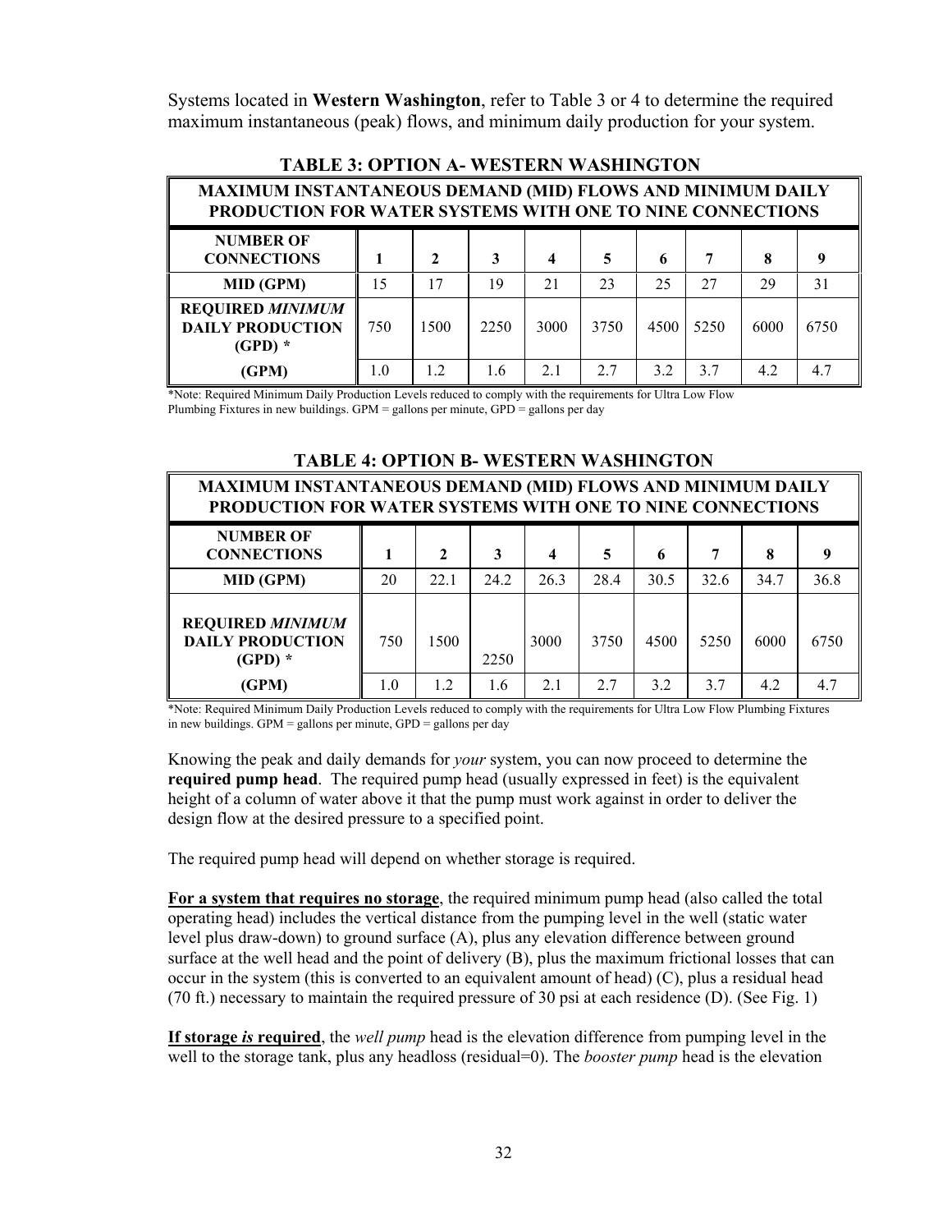Systems located in **Western Washington**, refer to Table 3 or 4 to determine the required maximum instantaneous (peak) flows, and minimum daily production for your system.

**TABLE 3: OPTION A- WESTERN WASHINGTON**

| **MAXIMUM INSTANTANEOUS DEMAND (MID) FLOWS AND MINIMUM DAILY PRODUCTION FOR WATER SYSTEMS WITH ONE TO NINE CONNECTIONS** | | | | | | | | | |
|---|---|---|---|---|---|---|---|---|---|
| **NUMBER OF CONNECTIONS** | **1** | **2** | **3** | **4** | **5** | **6** | **7** | **8** | **9** |
| **MID (GPM)** | 15 | 17 | 19 | 21 | 23 | 25 | 27 | 29 | 31 |
| **REQUIRED *MINIMUM* DAILY PRODUCTION (GPD) \*** | 750 | 1500 | 2250 | 3000 | 3750 | 4500 | 5250 | 6000 | 6750 |
| **(GPM)** | 1.0 | 1.2 | 1.6 | 2.1 | 2.7 | 3.2 | 3.7 | 4.2 | 4.7 |

*Note: Required Minimum Daily Production Levels reduced to comply with the requirements for Ultra Low Flow Plumbing Fixtures in new buildings. GPM = gallons per minute, GPD = gallons per day

**TABLE 4: OPTION B- WESTERN WASHINGTON**

| **MAXIMUM INSTANTANEOUS DEMAND (MID) FLOWS AND MINIMUM DAILY PRODUCTION FOR WATER SYSTEMS WITH ONE TO NINE CONNECTIONS** | | | | | | | | | |
|---|---|---|---|---|---|---|---|---|---|
| **NUMBER OF CONNECTIONS** | **1** | **2** | **3** | **4** | **5** | **6** | **7** | **8** | **9** |
| **MID (GPM)** | 20 | 22.1 | 24.2 | 26.3 | 28.4 | 30.5 | 32.6 | 34.7 | 36.8 |
| **REQUIRED *MINIMUM* DAILY PRODUCTION (GPD) \*** | 750 | 1500 | 2250 | 3000 | 3750 | 4500 | 5250 | 6000 | 6750 |
| **(GPM)** | 1.0 | 1.2 | 1.6 | 2.1 | 2.7 | 3.2 | 3.7 | 4.2 | 4.7 |

*Note: Required Minimum Daily Production Levels reduced to comply with the requirements for Ultra Low Flow Plumbing Fixtures in new buildings. GPM = gallons per minute, GPD = gallons per day

Knowing the peak and daily demands for *your* system, you can now proceed to determine the **required pump head**. The required pump head (usually expressed in feet) is the equivalent height of a column of water above it that the pump must work against in order to deliver the design flow at the desired pressure to a specified point.

The required pump head will depend on whether storage is required.

**For a system that requires no storage**, the required minimum pump head (also called the total operating head) includes the vertical distance from the pumping level in the well (static water level plus draw-down) to ground surface (A), plus any elevation difference between ground surface at the well head and the point of delivery (B), plus the maximum frictional losses that can occur in the system (this is converted to an equivalent amount of head) (C), plus a residual head (70 ft.) necessary to maintain the required pressure of 30 psi at each residence (D). (See Fig. 1)

**If storage *is* required**, the *well pump* head is the elevation difference from pumping level in the well to the storage tank, plus any headloss (residual=0). The *booster pump* head is the elevation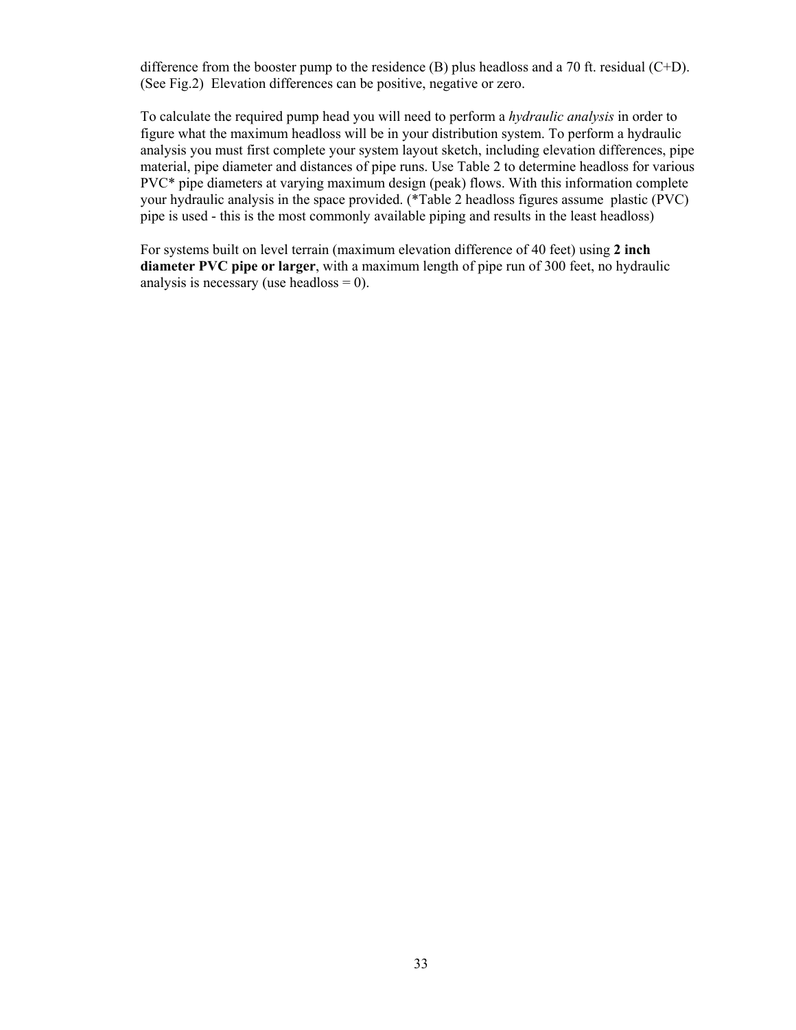difference from the booster pump to the residence (B) plus headloss and a 70 ft. residual (C+D). (See Fig.2) Elevation differences can be positive, negative or zero.

To calculate the required pump head you will need to perform a *hydraulic analysis* in order to figure what the maximum headloss will be in your distribution system. To perform a hydraulic analysis you must first complete your system layout sketch, including elevation differences, pipe material, pipe diameter and distances of pipe runs. Use Table 2 to determine headloss for various PVC* pipe diameters at varying maximum design (peak) flows. With this information complete your hydraulic analysis in the space provided. (*Table 2 headloss figures assume plastic (PVC) pipe is used - this is the most commonly available piping and results in the least headloss)

For systems built on level terrain (maximum elevation difference of 40 feet) using **2 inch diameter PVC pipe or larger**, with a maximum length of pipe run of 300 feet, no hydraulic analysis is necessary (use headloss = 0).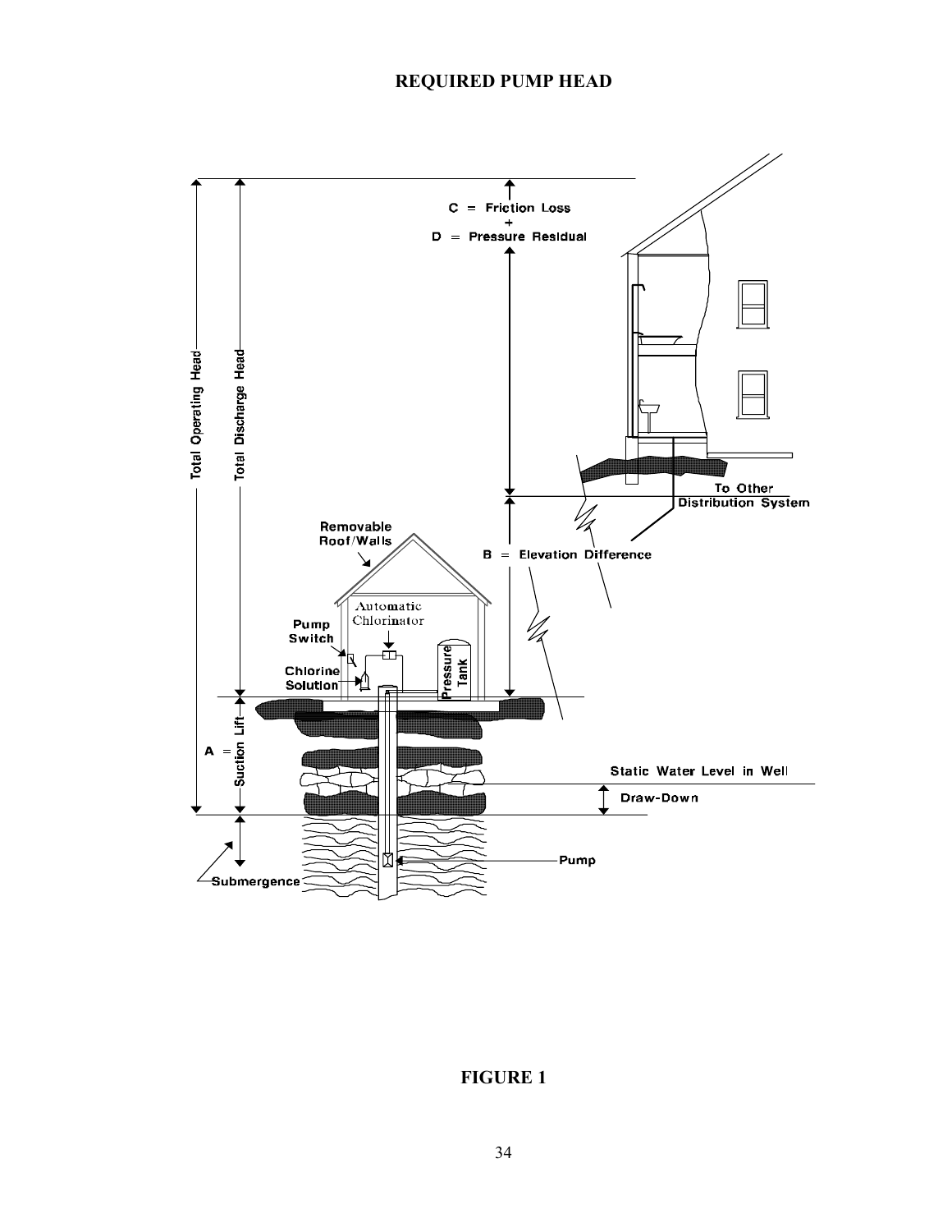## REQUIRED PUMP HEAD

**FIGURE 1**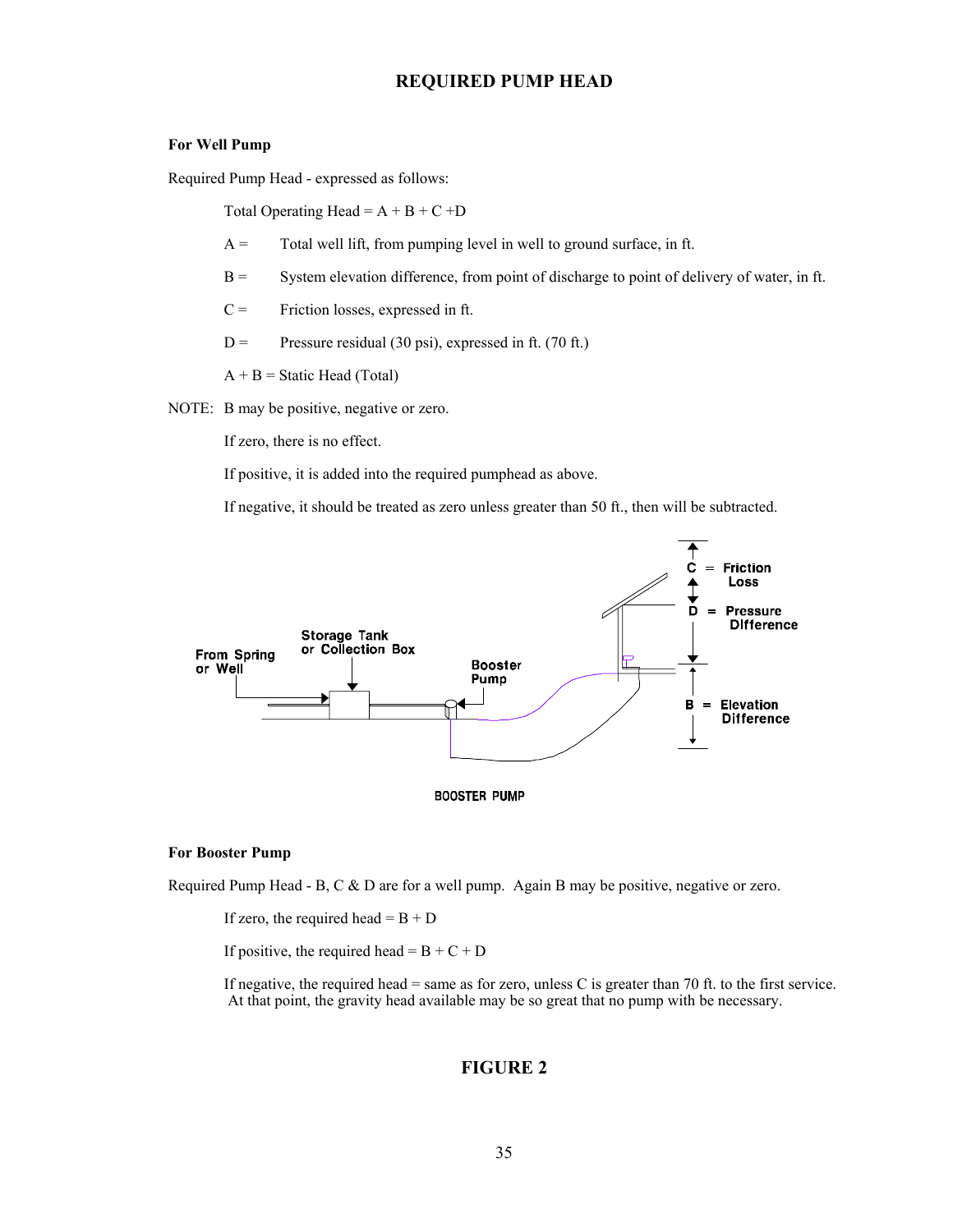# REQUIRED PUMP HEAD

**For Well Pump**

Required Pump Head - expressed as follows:

Total Operating Head = A + B + C +D

A = Total well lift, from pumping level in well to ground surface, in ft.

B = System elevation difference, from point of discharge to point of delivery of water, in ft.

C = Friction losses, expressed in ft.

D = Pressure residual (30 psi), expressed in ft. (70 ft.)

A + B = Static Head (Total)

NOTE: B may be positive, negative or zero.

If zero, there is no effect.

If positive, it is added into the required pumphead as above.

If negative, it should be treated as zero unless greater than 50 ft., then will be subtracted.

From Spring or Well

Storage Tank or Collection Box

Booster Pump

C = Friction Loss

D = Pressure Difference

B = Elevation Difference

BOOSTER PUMP

**For Booster Pump**

Required Pump Head - B, C & D are for a well pump. Again B may be positive, negative or zero.

If zero, the required head = B + D

If positive, the required head = B + C + D

If negative, the required head = same as for zero, unless C is greater than 70 ft. to the first service. At that point, the gravity head available may be so great that no pump with be necessary.

## FIGURE 2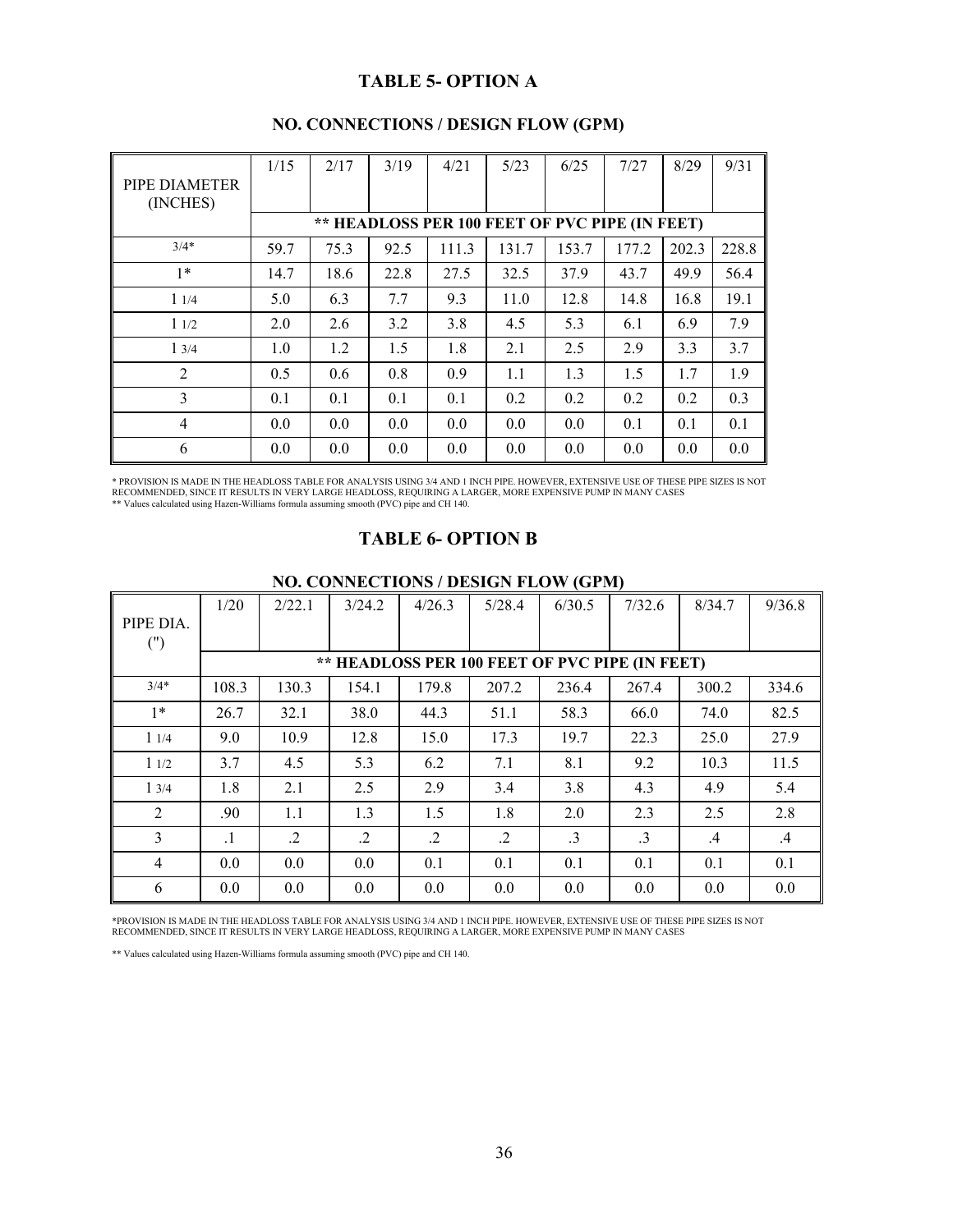## TABLE 5- OPTION A

### NO. CONNECTIONS / DESIGN FLOW (GPM)

| PIPE DIAMETER (INCHES) | 1/15 | 2/17 | 3/19 | 4/21 | 5/23 | 6/25 | 7/27 | 8/29 | 9/31 |
|---|---|---|---|---|---|---|---|---|---|
| | ** HEADLOSS PER 100 FEET OF PVC PIPE (IN FEET) | | | | | | | | |
| 3/4* | 59.7 | 75.3 | 92.5 | 111.3 | 131.7 | 153.7 | 177.2 | 202.3 | 228.8 |
| 1* | 14.7 | 18.6 | 22.8 | 27.5 | 32.5 | 37.9 | 43.7 | 49.9 | 56.4 |
| 1 1/4 | 5.0 | 6.3 | 7.7 | 9.3 | 11.0 | 12.8 | 14.8 | 16.8 | 19.1 |
| 1 1/2 | 2.0 | 2.6 | 3.2 | 3.8 | 4.5 | 5.3 | 6.1 | 6.9 | 7.9 |
| 1 3/4 | 1.0 | 1.2 | 1.5 | 1.8 | 2.1 | 2.5 | 2.9 | 3.3 | 3.7 |
| 2 | 0.5 | 0.6 | 0.8 | 0.9 | 1.1 | 1.3 | 1.5 | 1.7 | 1.9 |
| 3 | 0.1 | 0.1 | 0.1 | 0.1 | 0.2 | 0.2 | 0.2 | 0.2 | 0.3 |
| 4 | 0.0 | 0.0 | 0.0 | 0.0 | 0.0 | 0.0 | 0.1 | 0.1 | 0.1 |
| 6 | 0.0 | 0.0 | 0.0 | 0.0 | 0.0 | 0.0 | 0.0 | 0.0 | 0.0 |

* PROVISION IS MADE IN THE HEADLOSS TABLE FOR ANALYSIS USING 3/4 AND 1 INCH PIPE. HOWEVER, EXTENSIVE USE OF THESE PIPE SIZES IS NOT RECOMMENDED, SINCE IT RESULTS IN VERY LARGE HEADLOSS, REQUIRING A LARGER, MORE EXPENSIVE PUMP IN MANY CASES

** Values calculated using Hazen-Williams formula assuming smooth (PVC) pipe and CH 140.

## TABLE 6- OPTION B

### NO. CONNECTIONS / DESIGN FLOW (GPM)

| PIPE DIA. (") | 1/20 | 2/22.1 | 3/24.2 | 4/26.3 | 5/28.4 | 6/30.5 | 7/32.6 | 8/34.7 | 9/36.8 |
|---|---|---|---|---|---|---|---|---|---|
| | ** HEADLOSS PER 100 FEET OF PVC PIPE (IN FEET) | | | | | | | | |
| 3/4* | 108.3 | 130.3 | 154.1 | 179.8 | 207.2 | 236.4 | 267.4 | 300.2 | 334.6 |
| 1* | 26.7 | 32.1 | 38.0 | 44.3 | 51.1 | 58.3 | 66.0 | 74.0 | 82.5 |
| 1 1/4 | 9.0 | 10.9 | 12.8 | 15.0 | 17.3 | 19.7 | 22.3 | 25.0 | 27.9 |
| 1 1/2 | 3.7 | 4.5 | 5.3 | 6.2 | 7.1 | 8.1 | 9.2 | 10.3 | 11.5 |
| 1 3/4 | 1.8 | 2.1 | 2.5 | 2.9 | 3.4 | 3.8 | 4.3 | 4.9 | 5.4 |
| 2 | .90 | 1.1 | 1.3 | 1.5 | 1.8 | 2.0 | 2.3 | 2.5 | 2.8 |
| 3 | .1 | .2 | .2 | .2 | .2 | .3 | .3 | .4 | .4 |
| 4 | 0.0 | 0.0 | 0.0 | 0.1 | 0.1 | 0.1 | 0.1 | 0.1 | 0.1 |
| 6 | 0.0 | 0.0 | 0.0 | 0.0 | 0.0 | 0.0 | 0.0 | 0.0 | 0.0 |

*PROVISION IS MADE IN THE HEADLOSS TABLE FOR ANALYSIS USING 3/4 AND 1 INCH PIPE. HOWEVER, EXTENSIVE USE OF THESE PIPE SIZES IS NOT RECOMMENDED, SINCE IT RESULTS IN VERY LARGE HEADLOSS, REQUIRING A LARGER, MORE EXPENSIVE PUMP IN MANY CASES

** Values calculated using Hazen-Williams formula assuming smooth (PVC) pipe and CH 140.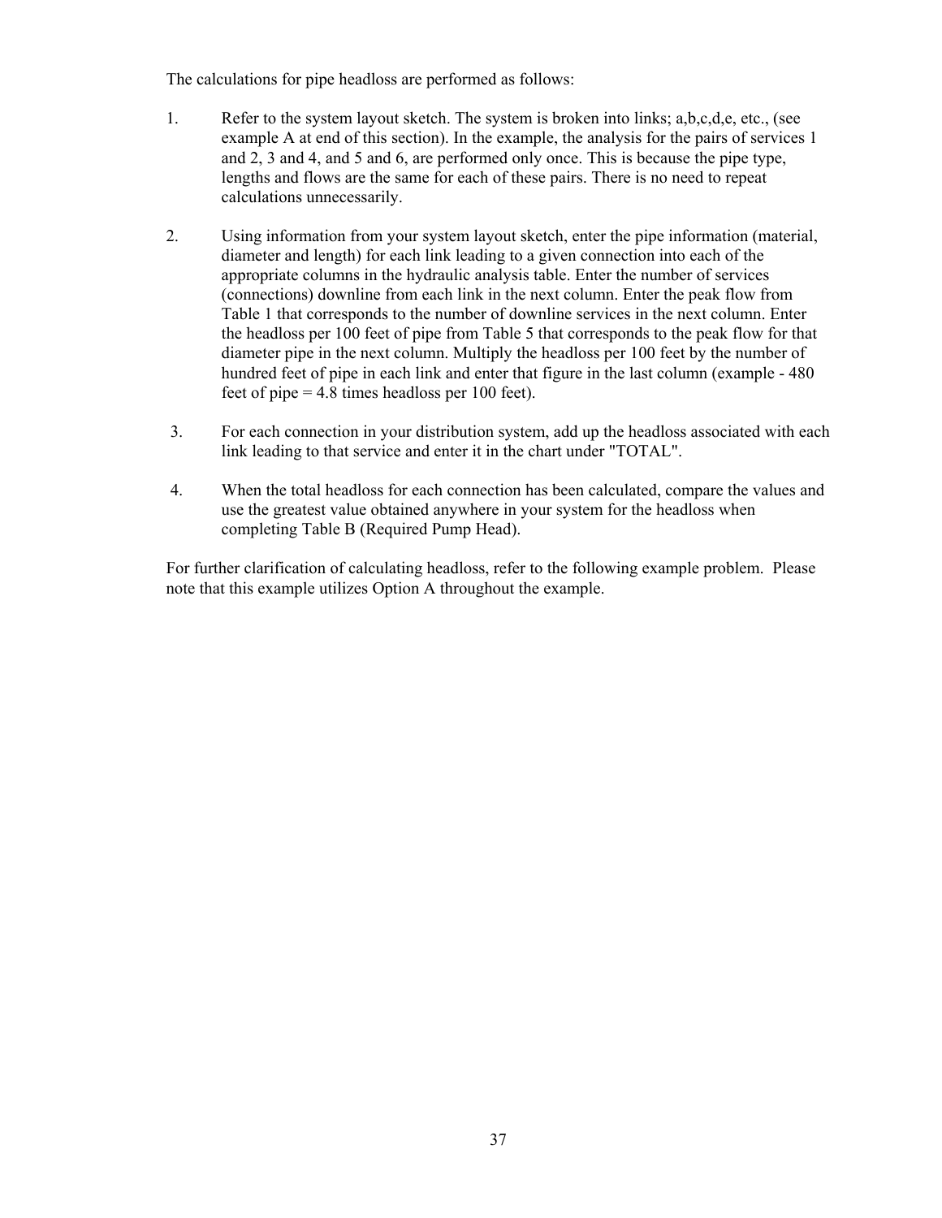The calculations for pipe headloss are performed as follows:

1. Refer to the system layout sketch. The system is broken into links; a,b,c,d,e, etc., (see example A at end of this section). In the example, the analysis for the pairs of services 1 and 2, 3 and 4, and 5 and 6, are performed only once. This is because the pipe type, lengths and flows are the same for each of these pairs. There is no need to repeat calculations unnecessarily.

2. Using information from your system layout sketch, enter the pipe information (material, diameter and length) for each link leading to a given connection into each of the appropriate columns in the hydraulic analysis table. Enter the number of services (connections) downline from each link in the next column. Enter the peak flow from Table 1 that corresponds to the number of downline services in the next column. Enter the headloss per 100 feet of pipe from Table 5 that corresponds to the peak flow for that diameter pipe in the next column. Multiply the headloss per 100 feet by the number of hundred feet of pipe in each link and enter that figure in the last column (example - 480 feet of pipe = 4.8 times headloss per 100 feet).

3. For each connection in your distribution system, add up the headloss associated with each link leading to that service and enter it in the chart under "TOTAL".

4. When the total headloss for each connection has been calculated, compare the values and use the greatest value obtained anywhere in your system for the headloss when completing Table B (Required Pump Head).

For further clarification of calculating headloss, refer to the following example problem. Please note that this example utilizes Option A throughout the example.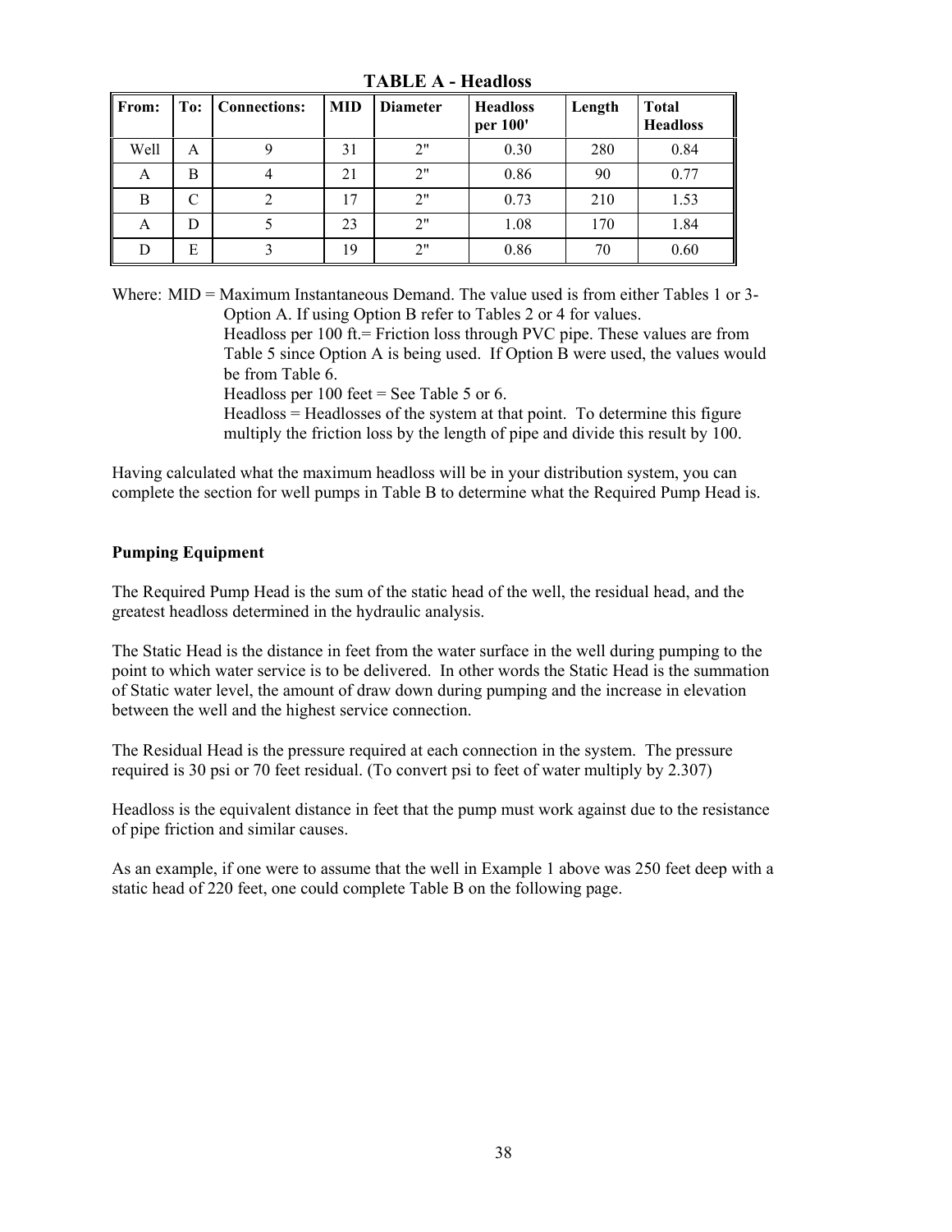**TABLE A - Headloss**

| From: | To: | Connections: | MID | Diameter | Headloss per 100' | Length | Total Headloss |
|---|---|---|---|---|---|---|---|
| Well | A | 9 | 31 | 2" | 0.30 | 280 | 0.84 |
| A | B | 4 | 21 | 2" | 0.86 | 90 | 0.77 |
| B | C | 2 | 17 | 2" | 0.73 | 210 | 1.53 |
| A | D | 5 | 23 | 2" | 1.08 | 170 | 1.84 |
| D | E | 3 | 19 | 2" | 0.86 | 70 | 0.60 |

Where: MID = Maximum Instantaneous Demand. The value used is from either Tables 1 or 3-Option A. If using Option B refer to Tables 2 or 4 for values.
Headloss per 100 ft.= Friction loss through PVC pipe. These values are from Table 5 since Option A is being used. If Option B were used, the values would be from Table 6.
Headloss per 100 feet = See Table 5 or 6.
Headloss = Headlosses of the system at that point. To determine this figure multiply the friction loss by the length of pipe and divide this result by 100.

Having calculated what the maximum headloss will be in your distribution system, you can complete the section for well pumps in Table B to determine what the Required Pump Head is.

**Pumping Equipment**

The Required Pump Head is the sum of the static head of the well, the residual head, and the greatest headloss determined in the hydraulic analysis.

The Static Head is the distance in feet from the water surface in the well during pumping to the point to which water service is to be delivered. In other words the Static Head is the summation of Static water level, the amount of draw down during pumping and the increase in elevation between the well and the highest service connection.

The Residual Head is the pressure required at each connection in the system. The pressure required is 30 psi or 70 feet residual. (To convert psi to feet of water multiply by 2.307)

Headloss is the equivalent distance in feet that the pump must work against due to the resistance of pipe friction and similar causes.

As an example, if one were to assume that the well in Example 1 above was 250 feet deep with a static head of 220 feet, one could complete Table B on the following page.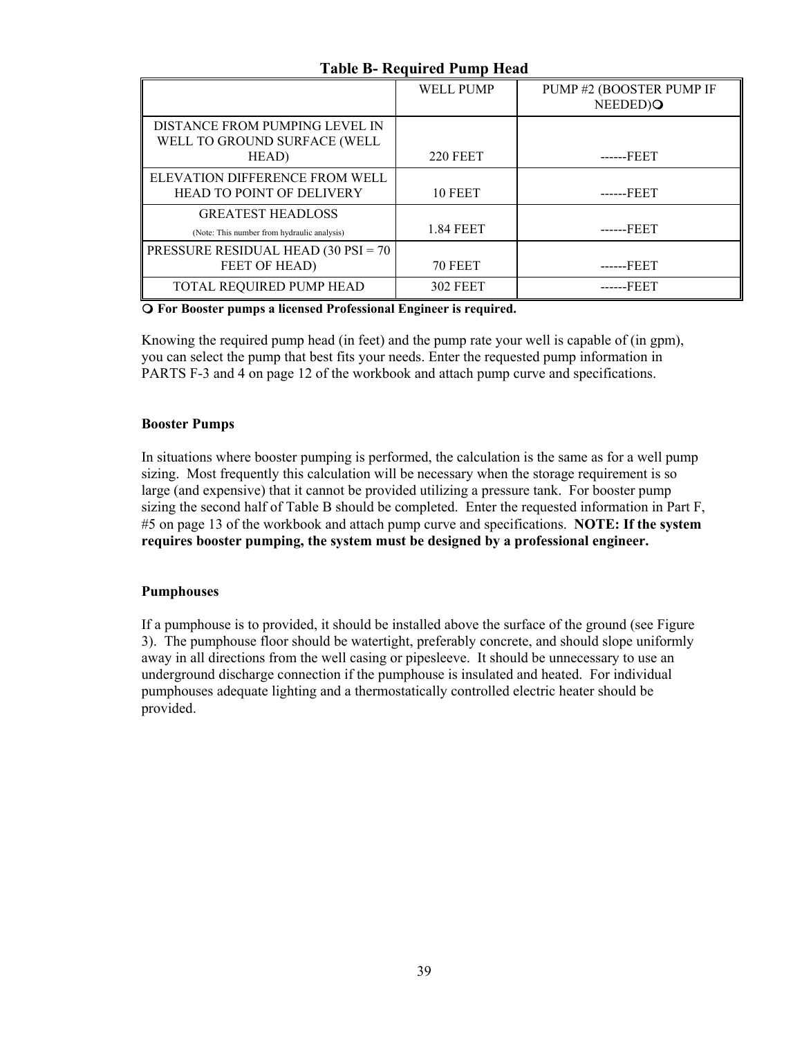**Table B- Required Pump Head**

| | WELL PUMP | PUMP #2 (BOOSTER PUMP IF NEEDED)❍ |
|---|---|---|
| DISTANCE FROM PUMPING LEVEL IN WELL TO GROUND SURFACE (WELL HEAD) | 220 FEET | ------FEET |
| ELEVATION DIFFERENCE FROM WELL HEAD TO POINT OF DELIVERY | 10 FEET | ------FEET |
| GREATEST HEADLOSS (Note: This number from hydraulic analysis) | 1.84 FEET | ------FEET |
| PRESSURE RESIDUAL HEAD (30 PSI = 70 FEET OF HEAD) | 70 FEET | ------FEET |
| TOTAL REQUIRED PUMP HEAD | 302 FEET | ------FEET |

❍ **For Booster pumps a licensed Professional Engineer is required.**

Knowing the required pump head (in feet) and the pump rate your well is capable of (in gpm), you can select the pump that best fits your needs. Enter the requested pump information in PARTS F-3 and 4 on page 12 of the workbook and attach pump curve and specifications.

**Booster Pumps**

In situations where booster pumping is performed, the calculation is the same as for a well pump sizing. Most frequently this calculation will be necessary when the storage requirement is so large (and expensive) that it cannot be provided utilizing a pressure tank. For booster pump sizing the second half of Table B should be completed. Enter the requested information in Part F, #5 on page 13 of the workbook and attach pump curve and specifications. **NOTE: If the system requires booster pumping, the system must be designed by a professional engineer.**

**Pumphouses**

If a pumphouse is to provided, it should be installed above the surface of the ground (see Figure 3). The pumphouse floor should be watertight, preferably concrete, and should slope uniformly away in all directions from the well casing or pipesleeve. It should be unnecessary to use an underground discharge connection if the pumphouse is insulated and heated. For individual pumphouses adequate lighting and a thermostatically controlled electric heater should be provided.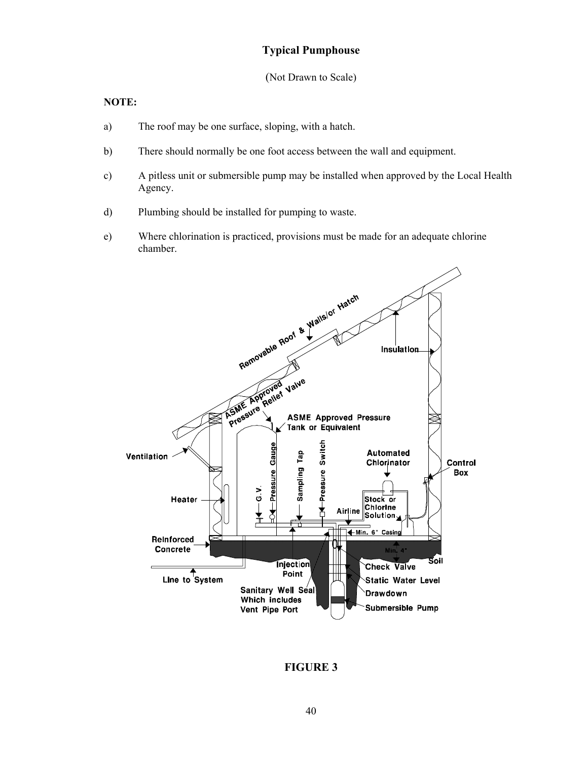## Typical Pumphouse

(Not Drawn to Scale)

**NOTE:**

a) The roof may be one surface, sloping, with a hatch.

b) There should normally be one foot access between the wall and equipment.

c) A pitless unit or submersible pump may be installed when approved by the Local Health Agency.

d) Plumbing should be installed for pumping to waste.

e) Where chlorination is practiced, provisions must be made for an adequate chlorine chamber.

**FIGURE 3**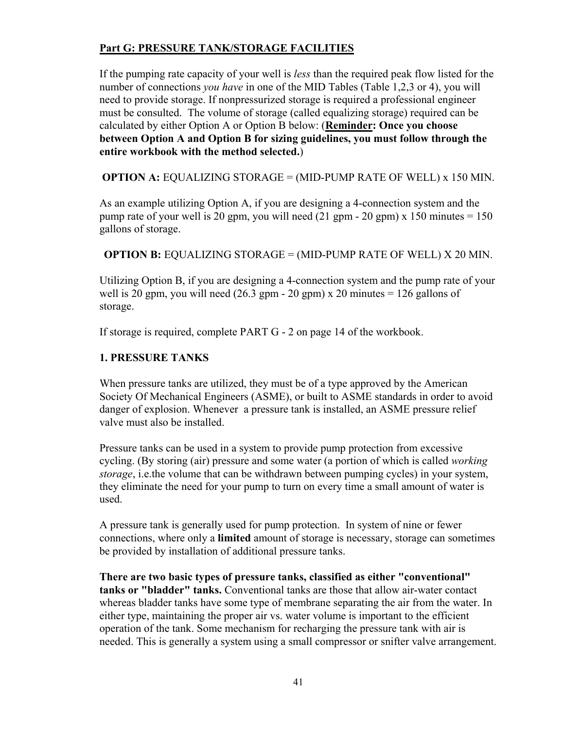**Part G: PRESSURE TANK/STORAGE FACILITIES**

If the pumping rate capacity of your well is *less* than the required peak flow listed for the number of connections *you have* in one of the MID Tables (Table 1,2,3 or 4), you will need to provide storage. If nonpressurized storage is required a professional engineer must be consulted. The volume of storage (called equalizing storage) required can be calculated by either Option A or Option B below: (**Reminder: Once you choose between Option A and Option B for sizing guidelines, you must follow through the entire workbook with the method selected.**)

**OPTION A:** EQUALIZING STORAGE = (MID-PUMP RATE OF WELL) x 150 MIN.

As an example utilizing Option A, if you are designing a 4-connection system and the pump rate of your well is 20 gpm, you will need (21 gpm - 20 gpm) x 150 minutes = 150 gallons of storage.

**OPTION B:** EQUALIZING STORAGE = (MID-PUMP RATE OF WELL) X 20 MIN.

Utilizing Option B, if you are designing a 4-connection system and the pump rate of your well is 20 gpm, you will need (26.3 gpm - 20 gpm) x 20 minutes = 126 gallons of storage.

If storage is required, complete PART G - 2 on page 14 of the workbook.

**1. PRESSURE TANKS**

When pressure tanks are utilized, they must be of a type approved by the American Society Of Mechanical Engineers (ASME), or built to ASME standards in order to avoid danger of explosion. Whenever a pressure tank is installed, an ASME pressure relief valve must also be installed.

Pressure tanks can be used in a system to provide pump protection from excessive cycling. (By storing (air) pressure and some water (a portion of which is called *working storage*, i.e.the volume that can be withdrawn between pumping cycles) in your system, they eliminate the need for your pump to turn on every time a small amount of water is used.

A pressure tank is generally used for pump protection. In system of nine or fewer connections, where only a **limited** amount of storage is necessary, storage can sometimes be provided by installation of additional pressure tanks.

**There are two basic types of pressure tanks, classified as either "conventional" tanks or "bladder" tanks.** Conventional tanks are those that allow air-water contact whereas bladder tanks have some type of membrane separating the air from the water. In either type, maintaining the proper air vs. water volume is important to the efficient operation of the tank. Some mechanism for recharging the pressure tank with air is needed. This is generally a system using a small compressor or snifter valve arrangement.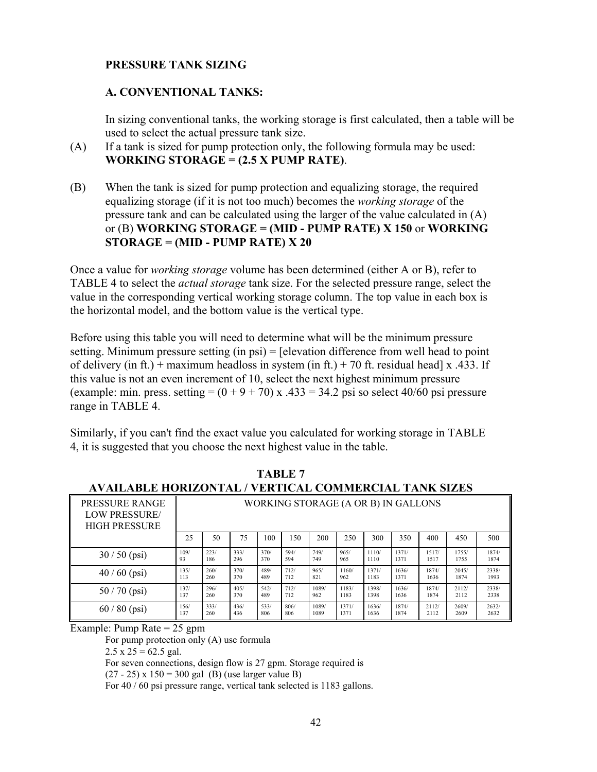## PRESSURE TANK SIZING

### A. CONVENTIONAL TANKS:

In sizing conventional tanks, the working storage is first calculated, then a table will be used to select the actual pressure tank size.

(A) If a tank is sized for pump protection only, the following formula may be used: **WORKING STORAGE = (2.5 X PUMP RATE)**.

(B) When the tank is sized for pump protection and equalizing storage, the required equalizing storage (if it is not too much) becomes the *working storage* of the pressure tank and can be calculated using the larger of the value calculated in (A) or (B) **WORKING STORAGE = (MID - PUMP RATE) X 150** or **WORKING STORAGE = (MID - PUMP RATE) X 20**

Once a value for *working storage* volume has been determined (either A or B), refer to TABLE 4 to select the *actual storage* tank size. For the selected pressure range, select the value in the corresponding vertical working storage column. The top value in each box is the horizontal model, and the bottom value is the vertical type.

Before using this table you will need to determine what will be the minimum pressure setting. Minimum pressure setting (in psi) = [elevation difference from well head to point of delivery (in ft.) + maximum headloss in system (in ft.) + 70 ft. residual head] x .433. If this value is not an even increment of 10, select the next highest minimum pressure (example: min. press. setting = (0 + 9 + 70) x .433 = 34.2 psi so select 40/60 psi pressure range in TABLE 4.

Similarly, if you can't find the exact value you calculated for working storage in TABLE 4, it is suggested that you choose the next highest value in the table.

**TABLE 7**
**AVAILABLE HORIZONTAL / VERTICAL COMMERCIAL TANK SIZES**

| PRESSURE RANGE LOW PRESSURE/ HIGH PRESSURE | WORKING STORAGE (A OR B) IN GALLONS | | | | | | | | | | | |
|---|---|---|---|---|---|---|---|---|---|---|---|---|
| | 25 | 50 | 75 | 100 | 150 | 200 | 250 | 300 | 350 | 400 | 450 | 500 |
| 30 / 50 (psi) | 109/ 93 | 223/ 186 | 333/ 296 | 370/ 370 | 594/ 594 | 749/ 749 | 965/ 965 | 1110/ 1110 | 1371/ 1371 | 1517/ 1517 | 1755/ 1755 | 1874/ 1874 |
| 40 / 60 (psi) | 135/ 113 | 260/ 260 | 370/ 370 | 489/ 489 | 712/ 712 | 965/ 821 | 1160/ 962 | 1371/ 1183 | 1636/ 1371 | 1874/ 1636 | 2045/ 1874 | 2338/ 1993 |
| 50 / 70 (psi) | 137/ 137 | 296/ 260 | 405/ 370 | 542/ 489 | 712/ 712 | 1089/ 962 | 1183/ 1183 | 1398/ 1398 | 1636/ 1636 | 1874/ 1874 | 2112/ 2112 | 2338/ 2338 |
| 60 / 80 (psi) | 156/ 137 | 333/ 260 | 436/ 436 | 533/ 806 | 806/ 806 | 1089/ 1089 | 1371/ 1371 | 1636/ 1636 | 1874/ 1874 | 2112/ 2112 | 2609/ 2609 | 2632/ 2632 |

Example: Pump Rate = 25 gpm

For pump protection only (A) use formula

2.5 x 25 = 62.5 gal.

For seven connections, design flow is 27 gpm. Storage required is

(27 - 25) x 150 = 300 gal (B) (use larger value B)

For 40 / 60 psi pressure range, vertical tank selected is 1183 gallons.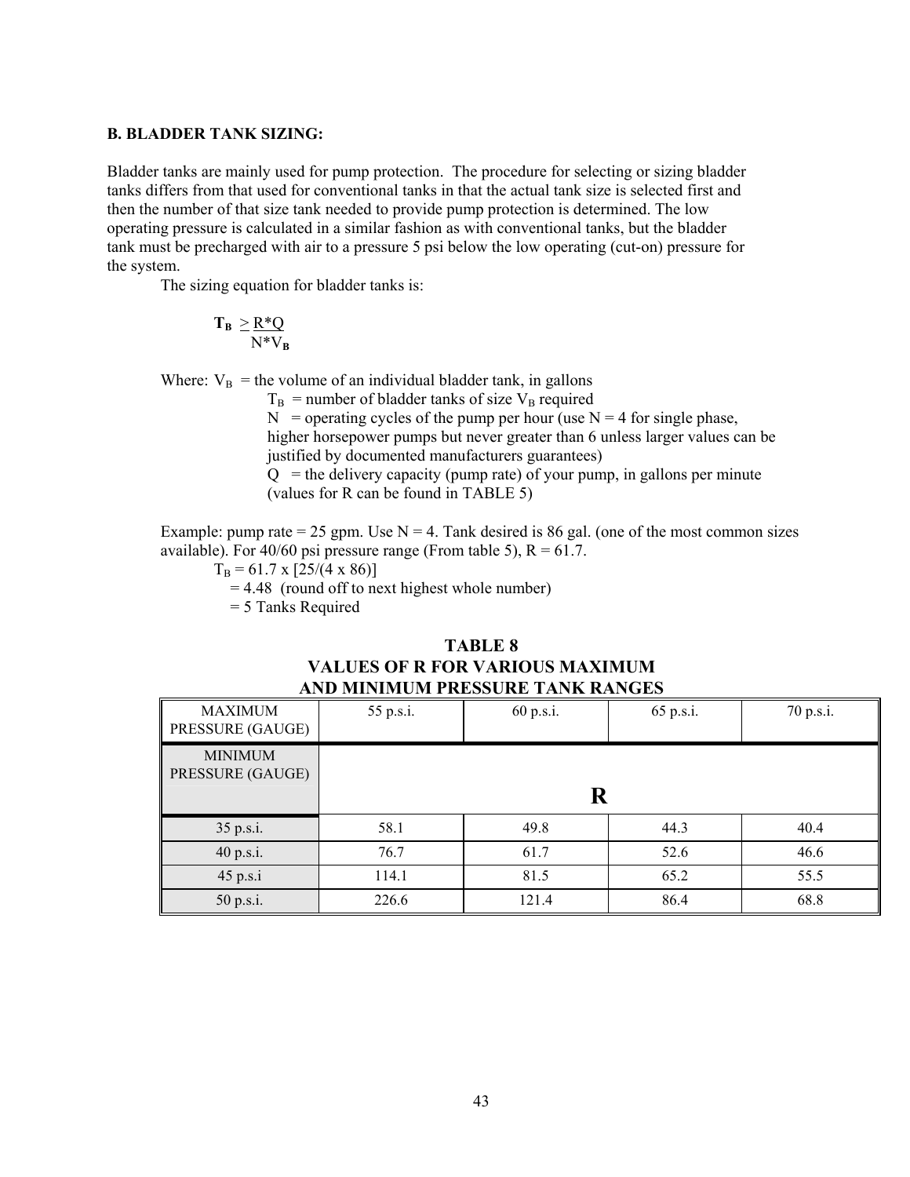**B. BLADDER TANK SIZING:**

Bladder tanks are mainly used for pump protection. The procedure for selecting or sizing bladder tanks differs from that used for conventional tanks in that the actual tank size is selected first and then the number of that size tank needed to provide pump protection is determined. The low operating pressure is calculated in a similar fashion as with conventional tanks, but the bladder tank must be precharged with air to a pressure 5 psi below the low operating (cut-on) pressure for the system.

The sizing equation for bladder tanks is:

$$T_B \geq \frac{R*Q}{N*V_B}$$

Where: $V_B$ = the volume of an individual bladder tank, in gallons
$T_B$ = number of bladder tanks of size $V_B$ required
N = operating cycles of the pump per hour (use N = 4 for single phase, higher horsepower pumps but never greater than 6 unless larger values can be justified by documented manufacturers guarantees)
Q = the delivery capacity (pump rate) of your pump, in gallons per minute
(values for R can be found in TABLE 5)

Example: pump rate = 25 gpm. Use N = 4. Tank desired is 86 gal. (one of the most common sizes available). For 40/60 psi pressure range (From table 5), R = 61.7.

$T_B$ = 61.7 x [25/(4 x 86)]
= 4.48 (round off to next highest whole number)
= 5 Tanks Required

**TABLE 8**
**VALUES OF R FOR VARIOUS MAXIMUM AND MINIMUM PRESSURE TANK RANGES**

| MAXIMUM PRESSURE (GAUGE) | 55 p.s.i. | 60 p.s.i. | 65 p.s.i. | 70 p.s.i. |
|---|---|---|---|---|
| MINIMUM PRESSURE (GAUGE) | **R** | | | |
| 35 p.s.i. | 58.1 | 49.8 | 44.3 | 40.4 |
| 40 p.s.i. | 76.7 | 61.7 | 52.6 | 46.6 |
| 45 p.s.i | 114.1 | 81.5 | 65.2 | 55.5 |
| 50 p.s.i. | 226.6 | 121.4 | 86.4 | 68.8 |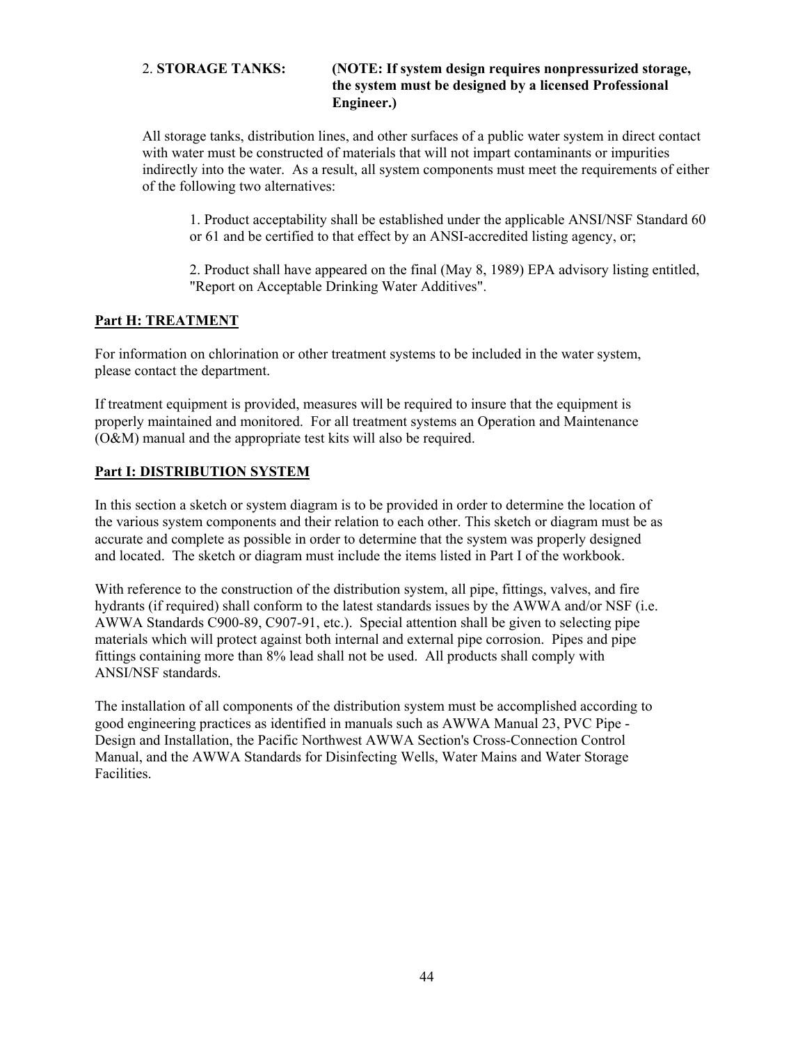2. **STORAGE TANKS:** **(NOTE: If system design requires nonpressurized storage, the system must be designed by a licensed Professional Engineer.)**

All storage tanks, distribution lines, and other surfaces of a public water system in direct contact with water must be constructed of materials that will not impart contaminants or impurities indirectly into the water. As a result, all system components must meet the requirements of either of the following two alternatives:

1. Product acceptability shall be established under the applicable ANSI/NSF Standard 60 or 61 and be certified to that effect by an ANSI-accredited listing agency, or;

2. Product shall have appeared on the final (May 8, 1989) EPA advisory listing entitled, "Report on Acceptable Drinking Water Additives".

## Part H: TREATMENT

For information on chlorination or other treatment systems to be included in the water system, please contact the department.

If treatment equipment is provided, measures will be required to insure that the equipment is properly maintained and monitored. For all treatment systems an Operation and Maintenance (O&M) manual and the appropriate test kits will also be required.

## Part I: DISTRIBUTION SYSTEM

In this section a sketch or system diagram is to be provided in order to determine the location of the various system components and their relation to each other. This sketch or diagram must be as accurate and complete as possible in order to determine that the system was properly designed and located. The sketch or diagram must include the items listed in Part I of the workbook.

With reference to the construction of the distribution system, all pipe, fittings, valves, and fire hydrants (if required) shall conform to the latest standards issues by the AWWA and/or NSF (i.e. AWWA Standards C900-89, C907-91, etc.). Special attention shall be given to selecting pipe materials which will protect against both internal and external pipe corrosion. Pipes and pipe fittings containing more than 8% lead shall not be used. All products shall comply with ANSI/NSF standards.

The installation of all components of the distribution system must be accomplished according to good engineering practices as identified in manuals such as AWWA Manual 23, PVC Pipe - Design and Installation, the Pacific Northwest AWWA Section's Cross-Connection Control Manual, and the AWWA Standards for Disinfecting Wells, Water Mains and Water Storage Facilities.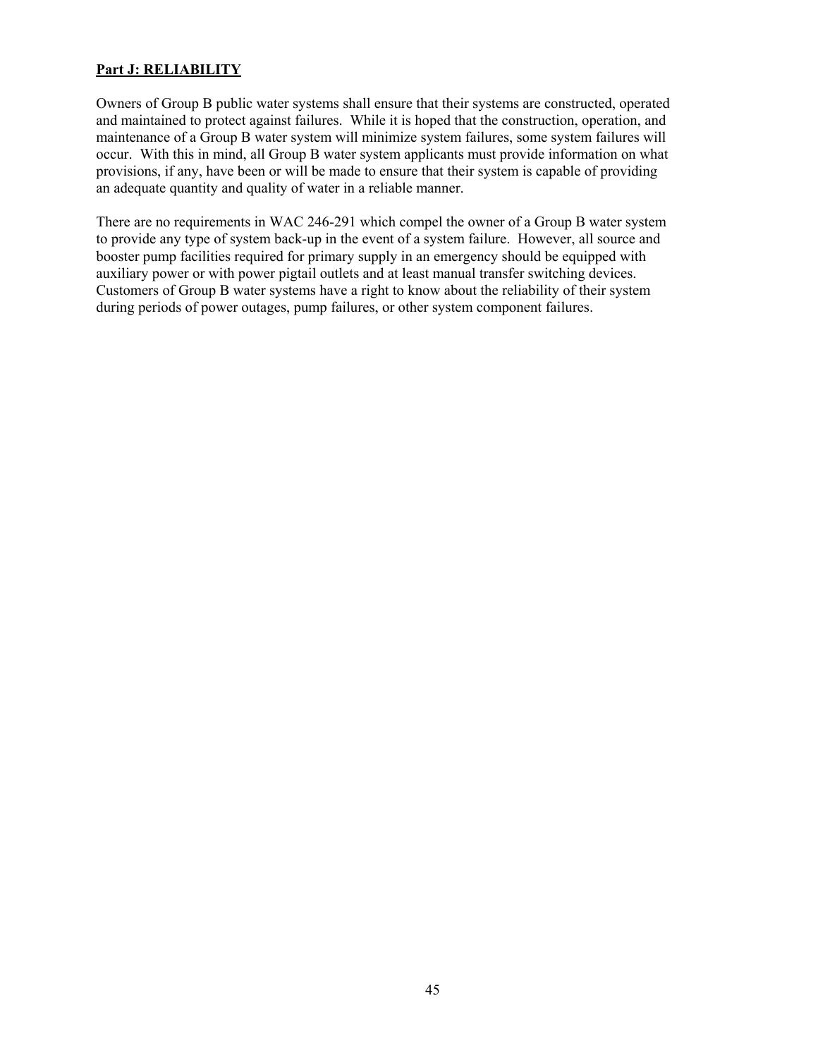**Part J: RELIABILITY**

Owners of Group B public water systems shall ensure that their systems are constructed, operated and maintained to protect against failures. While it is hoped that the construction, operation, and maintenance of a Group B water system will minimize system failures, some system failures will occur. With this in mind, all Group B water system applicants must provide information on what provisions, if any, have been or will be made to ensure that their system is capable of providing an adequate quantity and quality of water in a reliable manner.

There are no requirements in WAC 246-291 which compel the owner of a Group B water system to provide any type of system back-up in the event of a system failure. However, all source and booster pump facilities required for primary supply in an emergency should be equipped with auxiliary power or with power pigtail outlets and at least manual transfer switching devices. Customers of Group B water systems have a right to know about the reliability of their system during periods of power outages, pump failures, or other system component failures.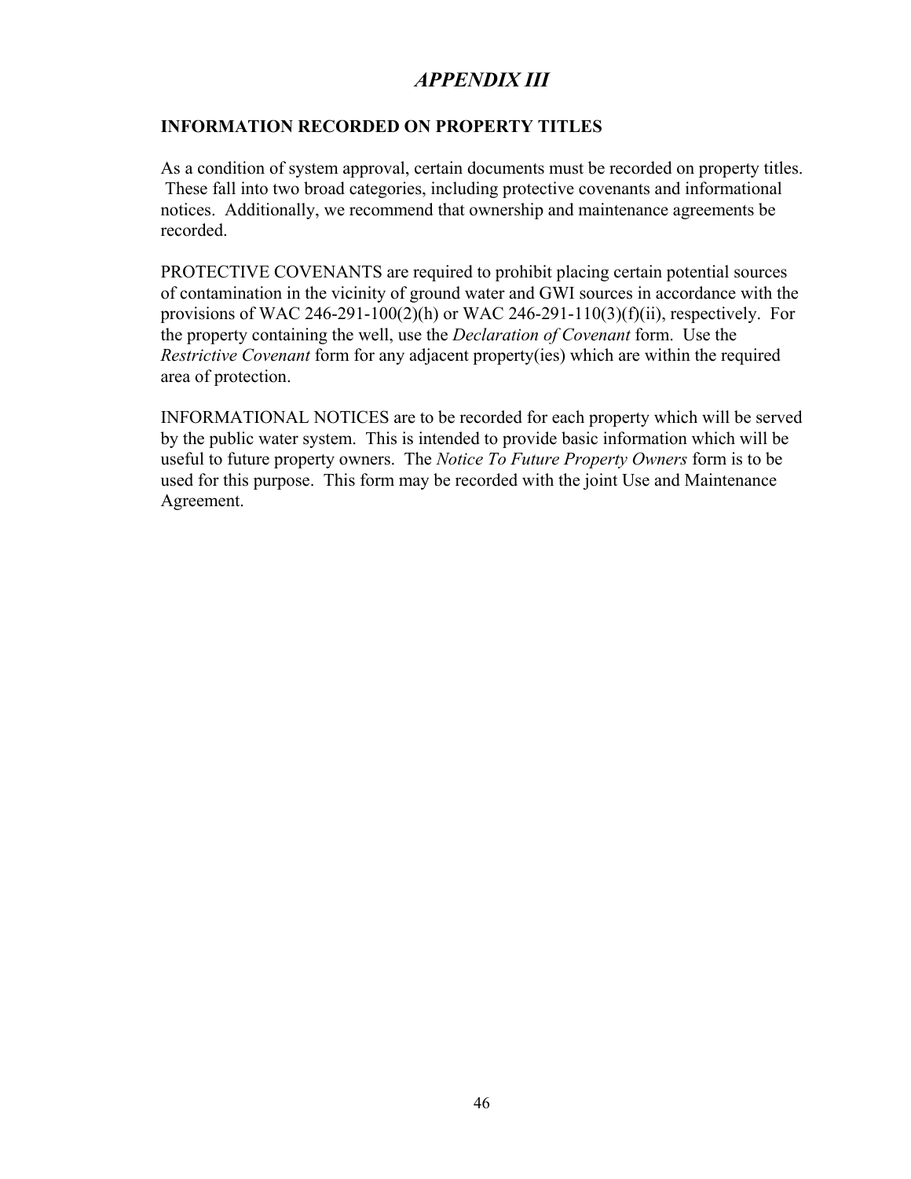# *APPENDIX III*

## INFORMATION RECORDED ON PROPERTY TITLES

As a condition of system approval, certain documents must be recorded on property titles. These fall into two broad categories, including protective covenants and informational notices. Additionally, we recommend that ownership and maintenance agreements be recorded.

PROTECTIVE COVENANTS are required to prohibit placing certain potential sources of contamination in the vicinity of ground water and GWI sources in accordance with the provisions of WAC 246-291-100(2)(h) or WAC 246-291-110(3)(f)(ii), respectively. For the property containing the well, use the *Declaration of Covenant* form. Use the *Restrictive Covenant* form for any adjacent property(ies) which are within the required area of protection.

INFORMATIONAL NOTICES are to be recorded for each property which will be served by the public water system. This is intended to provide basic information which will be useful to future property owners. The *Notice To Future Property Owners* form is to be used for this purpose. This form may be recorded with the joint Use and Maintenance Agreement.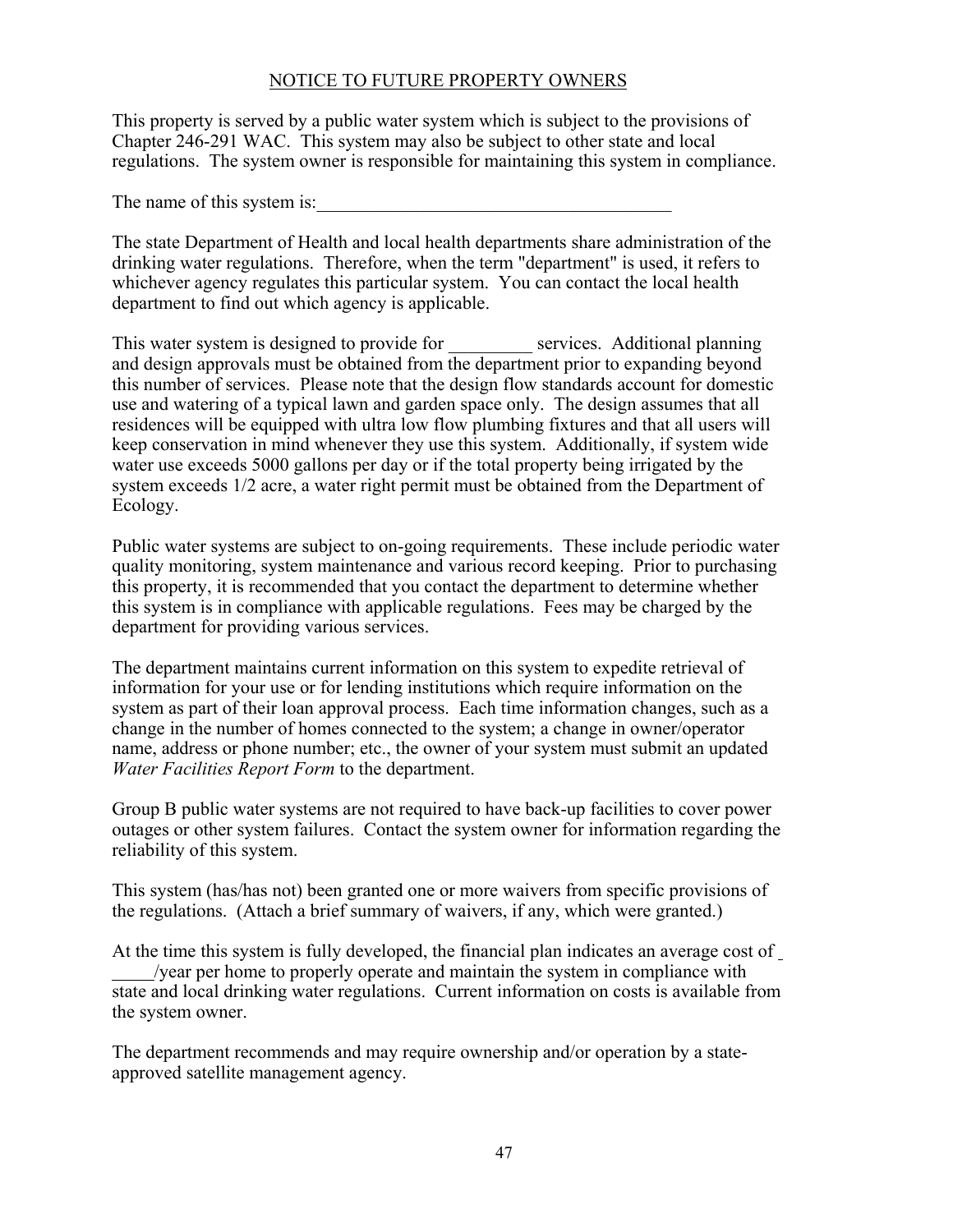## NOTICE TO FUTURE PROPERTY OWNERS

This property is served by a public water system which is subject to the provisions of Chapter 246-291 WAC. This system may also be subject to other state and local regulations. The system owner is responsible for maintaining this system in compliance.

The name of this system is:_______________________________________

The state Department of Health and local health departments share administration of the drinking water regulations. Therefore, when the term "department" is used, it refers to whichever agency regulates this particular system. You can contact the local health department to find out which agency is applicable.

This water system is designed to provide for _________ services. Additional planning and design approvals must be obtained from the department prior to expanding beyond this number of services. Please note that the design flow standards account for domestic use and watering of a typical lawn and garden space only. The design assumes that all residences will be equipped with ultra low flow plumbing fixtures and that all users will keep conservation in mind whenever they use this system. Additionally, if system wide water use exceeds 5000 gallons per day or if the total property being irrigated by the system exceeds 1/2 acre, a water right permit must be obtained from the Department of Ecology.

Public water systems are subject to on-going requirements. These include periodic water quality monitoring, system maintenance and various record keeping. Prior to purchasing this property, it is recommended that you contact the department to determine whether this system is in compliance with applicable regulations. Fees may be charged by the department for providing various services.

The department maintains current information on this system to expedite retrieval of information for your use or for lending institutions which require information on the system as part of their loan approval process. Each time information changes, such as a change in the number of homes connected to the system; a change in owner/operator name, address or phone number; etc., the owner of your system must submit an updated *Water Facilities Report Form* to the department.

Group B public water systems are not required to have back-up facilities to cover power outages or other system failures. Contact the system owner for information regarding the reliability of this system.

This system (has/has not) been granted one or more waivers from specific provisions of the regulations. (Attach a brief summary of waivers, if any, which were granted.)

At the time this system is fully developed, the financial plan indicates an average cost of _____/year per home to properly operate and maintain the system in compliance with state and local drinking water regulations. Current information on costs is available from the system owner.

The department recommends and may require ownership and/or operation by a state-approved satellite management agency.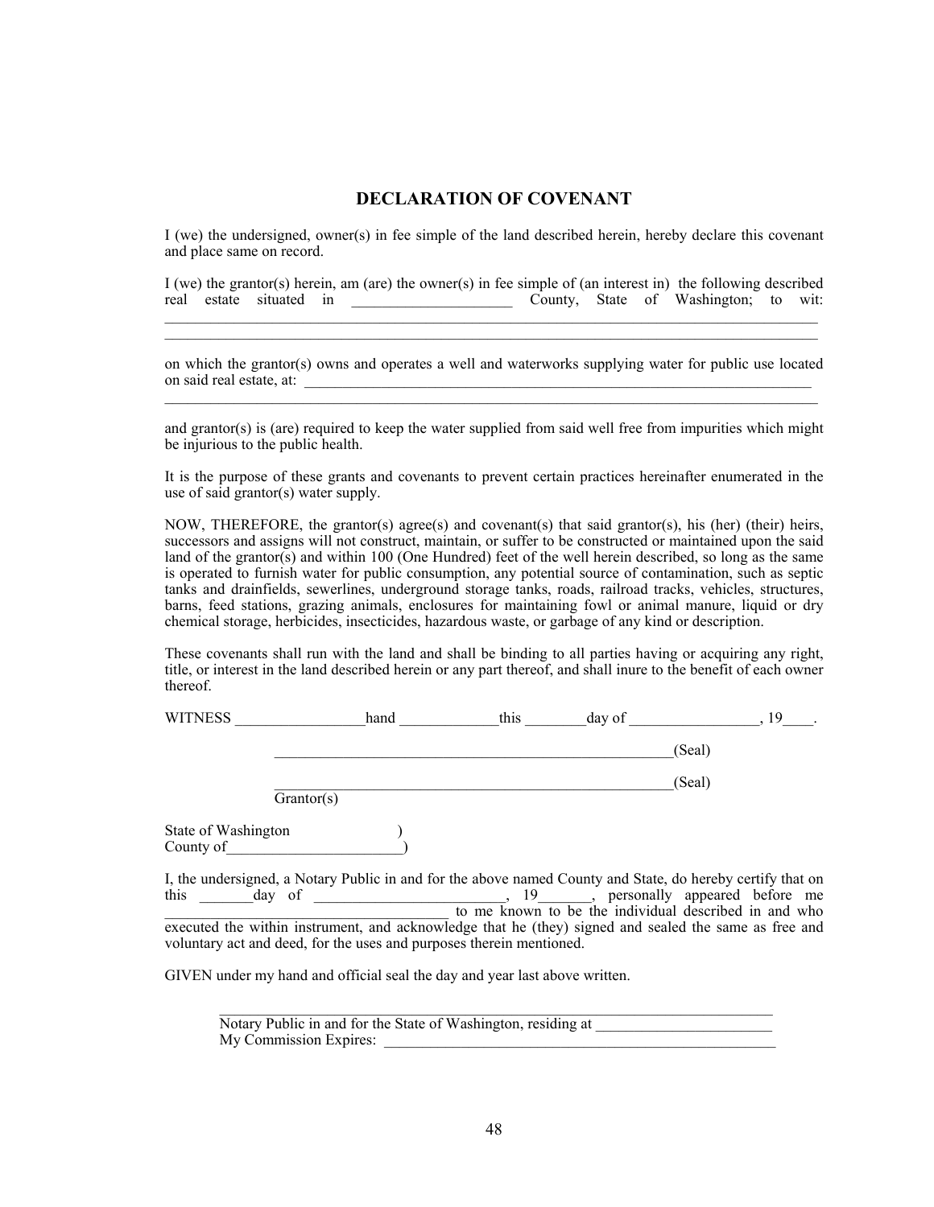## DECLARATION OF COVENANT

I (we) the undersigned, owner(s) in fee simple of the land described herein, hereby declare this covenant and place same on record.

I (we) the grantor(s) herein, am (are) the owner(s) in fee simple of (an interest in) the following described real estate situated in _____________________ County, State of Washington; to wit: ___________________________________________________________________________________________
___________________________________________________________________________________________

on which the grantor(s) owns and operates a well and waterworks supplying water for public use located on said real estate, at: ___________________________________________________________________________
___________________________________________________________________________________________

and grantor(s) is (are) required to keep the water supplied from said well free from impurities which might be injurious to the public health.

It is the purpose of these grants and covenants to prevent certain practices hereinafter enumerated in the use of said grantor(s) water supply.

NOW, THEREFORE, the grantor(s) agree(s) and covenant(s) that said grantor(s), his (her) (their) heirs, successors and assigns will not construct, maintain, or suffer to be constructed or maintained upon the said land of the grantor(s) and within 100 (One Hundred) feet of the well herein described, so long as the same is operated to furnish water for public consumption, any potential source of contamination, such as septic tanks and drainfields, sewerlines, underground storage tanks, roads, railroad tracks, vehicles, structures, barns, feed stations, grazing animals, enclosures for maintaining fowl or animal manure, liquid or dry chemical storage, herbicides, insecticides, hazardous waste, or garbage of any kind or description.

These covenants shall run with the land and shall be binding to all parties having or acquiring any right, title, or interest in the land described herein or any part thereof, and shall inure to the benefit of each owner thereof.

WITNESS _________________hand _____________this ________day of _________________, 19____.

_______________________________________________________(Seal)

_______________________________________________________(Seal)

Grantor(s)

State of Washington )
County of_______________________)

I, the undersigned, a Notary Public in and for the above named County and State, do hereby certify that on this _______day of _________________________, 19_______, personally appeared before me _______________________________________ to me known to be the individual described in and who executed the within instrument, and acknowledge that he (they) signed and sealed the same as free and voluntary act and deed, for the uses and purposes therein mentioned.

GIVEN under my hand and official seal the day and year last above written.

___________________________________________________________________________

Notary Public in and for the State of Washington, residing at _______________________
My Commission Expires: _____________________________________________________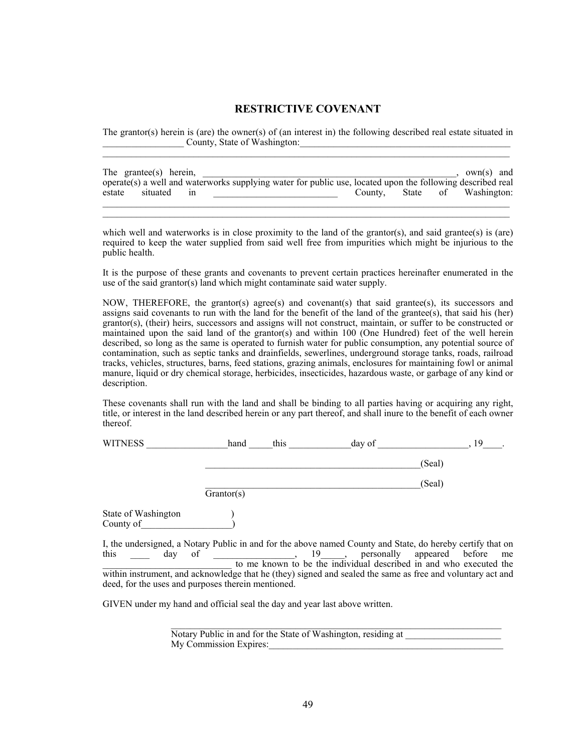# RESTRICTIVE COVENANT

The grantor(s) herein is (are) the owner(s) of (an interest in) the following described real estate situated in _________________ County, State of Washington:_____________________________________________
_____________________________________________________________________________________

The grantee(s) herein, ________________________________________________________, own(s) and operate(s) a well and waterworks supplying water for public use, located upon the following described real estate situated in __________________________ County, State of Washington:
_____________________________________________________________________________________
_____________________________________________________________________________________

which well and waterworks is in close proximity to the land of the grantor(s), and said grantee(s) is (are) required to keep the water supplied from said well free from impurities which might be injurious to the public health.

It is the purpose of these grants and covenants to prevent certain practices hereinafter enumerated in the use of the said grantor(s) land which might contaminate said water supply.

NOW, THEREFORE, the grantor(s) agree(s) and covenant(s) that said grantee(s), its successors and assigns said covenants to run with the land for the benefit of the land of the grantee(s), that said his (her) grantor(s), (their) heirs, successors and assigns will not construct, maintain, or suffer to be constructed or maintained upon the said land of the grantor(s) and within 100 (One Hundred) feet of the well herein described, so long as the same is operated to furnish water for public consumption, any potential source of contamination, such as septic tanks and drainfields, sewerlines, underground storage tanks, roads, railroad tracks, vehicles, structures, barns, feed stations, grazing animals, enclosures for maintaining fowl or animal manure, liquid or dry chemical storage, herbicides, insecticides, hazardous waste, or garbage of any kind or description.

These covenants shall run with the land and shall be binding to all parties having or acquiring any right, title, or interest in the land described herein or any part thereof, and shall inure to the benefit of each owner thereof.

WITNESS _________________hand _____this _____________day of ___________________, 19____.

_____________________________________________(Seal)

_____________________________________________(Seal)
Grantor(s)

State of Washington )
County of___________________)

I, the undersigned, a Notary Public in and for the above named County and State, do hereby certify that on this ____ day of ________________, 19_____, personally appeared before me ___________________________ to me known to be the individual described in and who executed the within instrument, and acknowledge that he (they) signed and sealed the same as free and voluntary act and deed, for the uses and purposes therein mentioned.

GIVEN under my hand and official seal the day and year last above written.

_____________________________________________________________________
Notary Public in and for the State of Washington, residing at ____________________
My Commission Expires:___________________________________________________